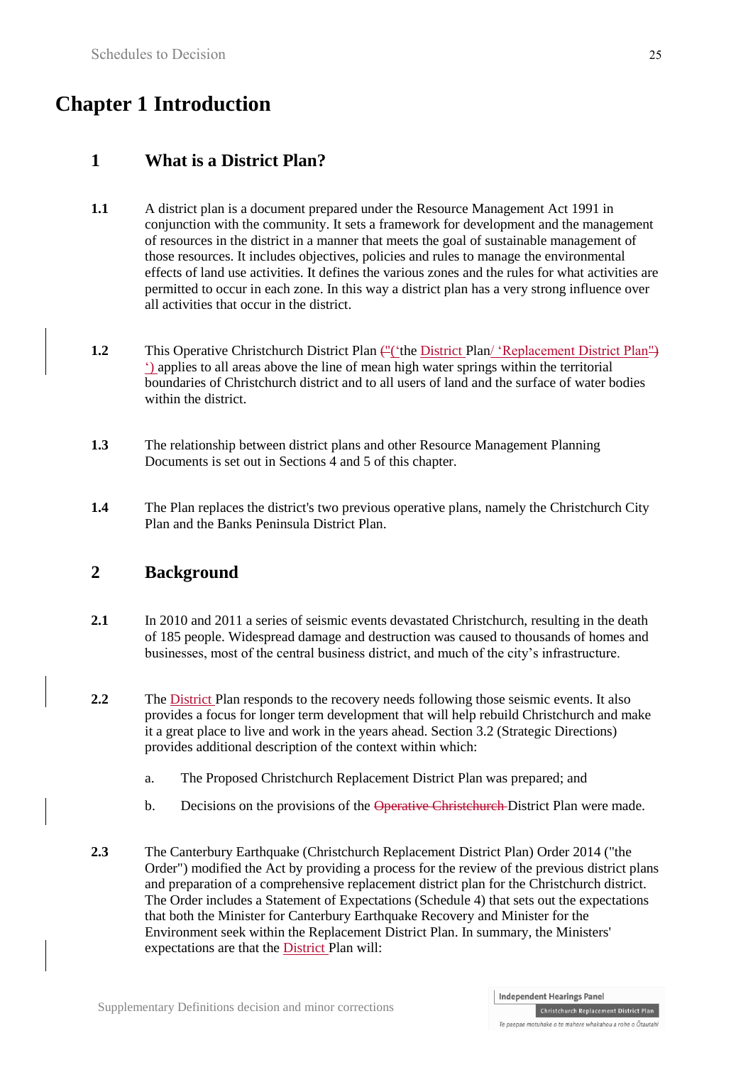# Chapter 1 Introduction

## 1 What is a District Plan?

**1.1** A district plan is a document prepared under the Resource Management Act 1991 in conjunction with the community. It sets a framework for development and the management of resources in the district in a manner that meets the goal of sustainable management of those resources. It includes objectives, policies and rules to manage the environmental effects of land use activities. It defines the various zones and the rules for what activities are permitted to occur in each zone. In this way a district plan has a very strong influence over all activities that occur in the district.

**1.2** This Operative Christchurch District Plan ("('the District Plan/ 'Replacement District Plan") ') applies to all areas above the line of mean high water springs within the territorial boundaries of Christchurch district and to all users of land and the surface of water bodies within the district.

**1.3** The relationship between district plans and other Resource Management Planning Documents is set out in Sections 4 and 5 of this chapter.

**1.4** The Plan replaces the district's two previous operative plans, namely the Christchurch City Plan and the Banks Peninsula District Plan.

## 2 Background

**2.1** In 2010 and 2011 a series of seismic events devastated Christchurch, resulting in the death of 185 people. Widespread damage and destruction was caused to thousands of homes and businesses, most of the central business district, and much of the city's infrastructure.

**2.2** The District Plan responds to the recovery needs following those seismic events. It also provides a focus for longer term development that will help rebuild Christchurch and make it a great place to live and work in the years ahead. Section 3.2 (Strategic Directions) provides additional description of the context within which:

a. The Proposed Christchurch Replacement District Plan was prepared; and

b. Decisions on the provisions of the ~~Operative Christchurch~~ District Plan were made.

**2.3** The Canterbury Earthquake (Christchurch Replacement District Plan) Order 2014 ("the Order") modified the Act by providing a process for the review of the previous district plans and preparation of a comprehensive replacement district plan for the Christchurch district. The Order includes a Statement of Expectations (Schedule 4) that sets out the expectations that both the Minister for Canterbury Earthquake Recovery and Minister for the Environment seek within the Replacement District Plan. In summary, the Ministers' expectations are that the District Plan will: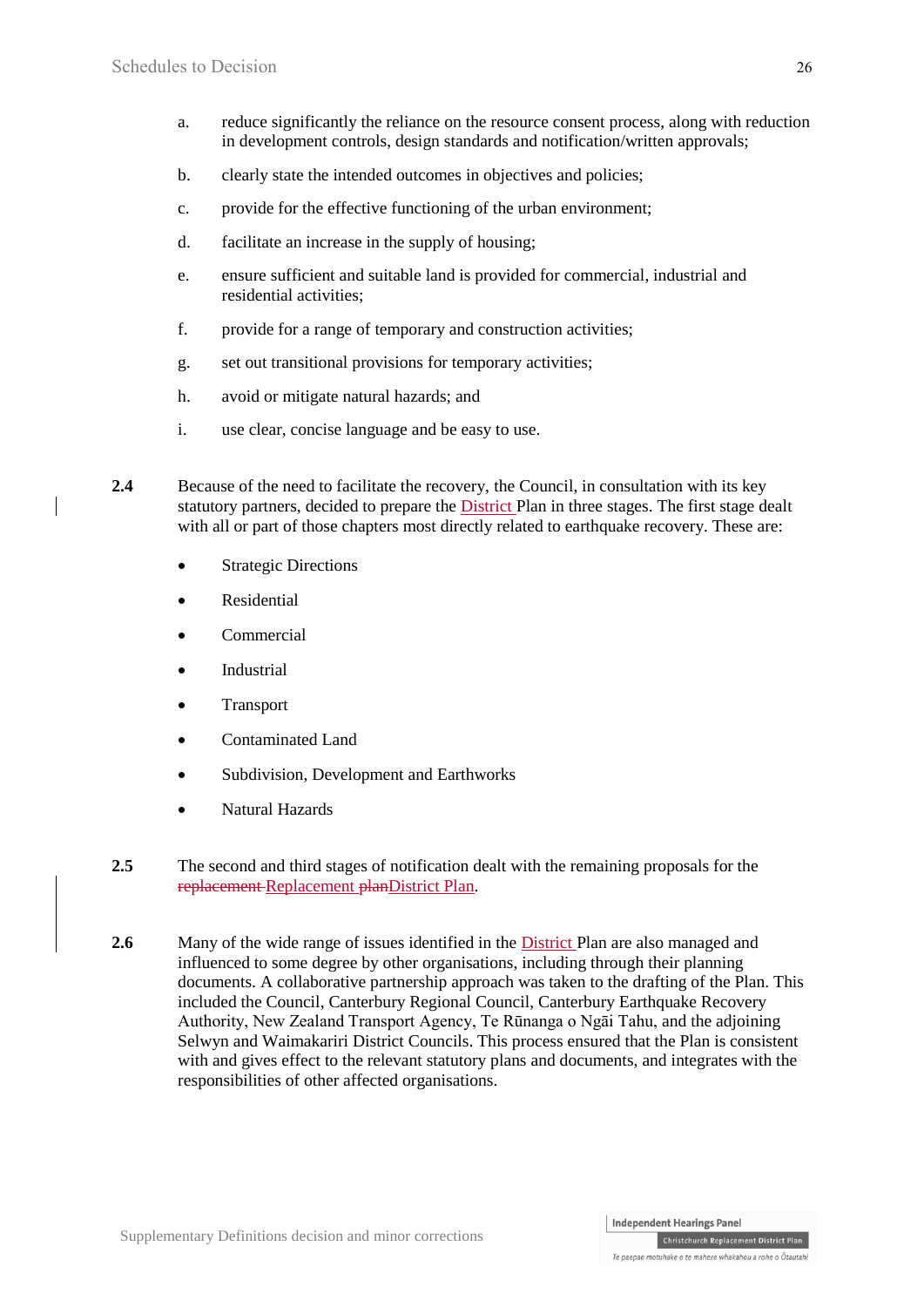a. reduce significantly the reliance on the resource consent process, along with reduction in development controls, design standards and notification/written approvals;

b. clearly state the intended outcomes in objectives and policies;

c. provide for the effective functioning of the urban environment;

d. facilitate an increase in the supply of housing;

e. ensure sufficient and suitable land is provided for commercial, industrial and residential activities;

f. provide for a range of temporary and construction activities;

g. set out transitional provisions for temporary activities;

h. avoid or mitigate natural hazards; and

i. use clear, concise language and be easy to use.

**2.4** Because of the need to facilitate the recovery, the Council, in consultation with its key statutory partners, decided to prepare the District Plan in three stages. The first stage dealt with all or part of those chapters most directly related to earthquake recovery. These are:

- Strategic Directions
- Residential
- Commercial
- Industrial
- Transport
- Contaminated Land
- Subdivision, Development and Earthworks
- Natural Hazards

**2.5** The second and third stages of notification dealt with the remaining proposals for the ~~replacement~~ Replacement ~~plan~~District Plan.

**2.6** Many of the wide range of issues identified in the District Plan are also managed and influenced to some degree by other organisations, including through their planning documents. A collaborative partnership approach was taken to the drafting of the Plan. This included the Council, Canterbury Regional Council, Canterbury Earthquake Recovery Authority, New Zealand Transport Agency, Te Rūnanga o Ngāi Tahu, and the adjoining Selwyn and Waimakariri District Councils. This process ensured that the Plan is consistent with and gives effect to the relevant statutory plans and documents, and integrates with the responsibilities of other affected organisations.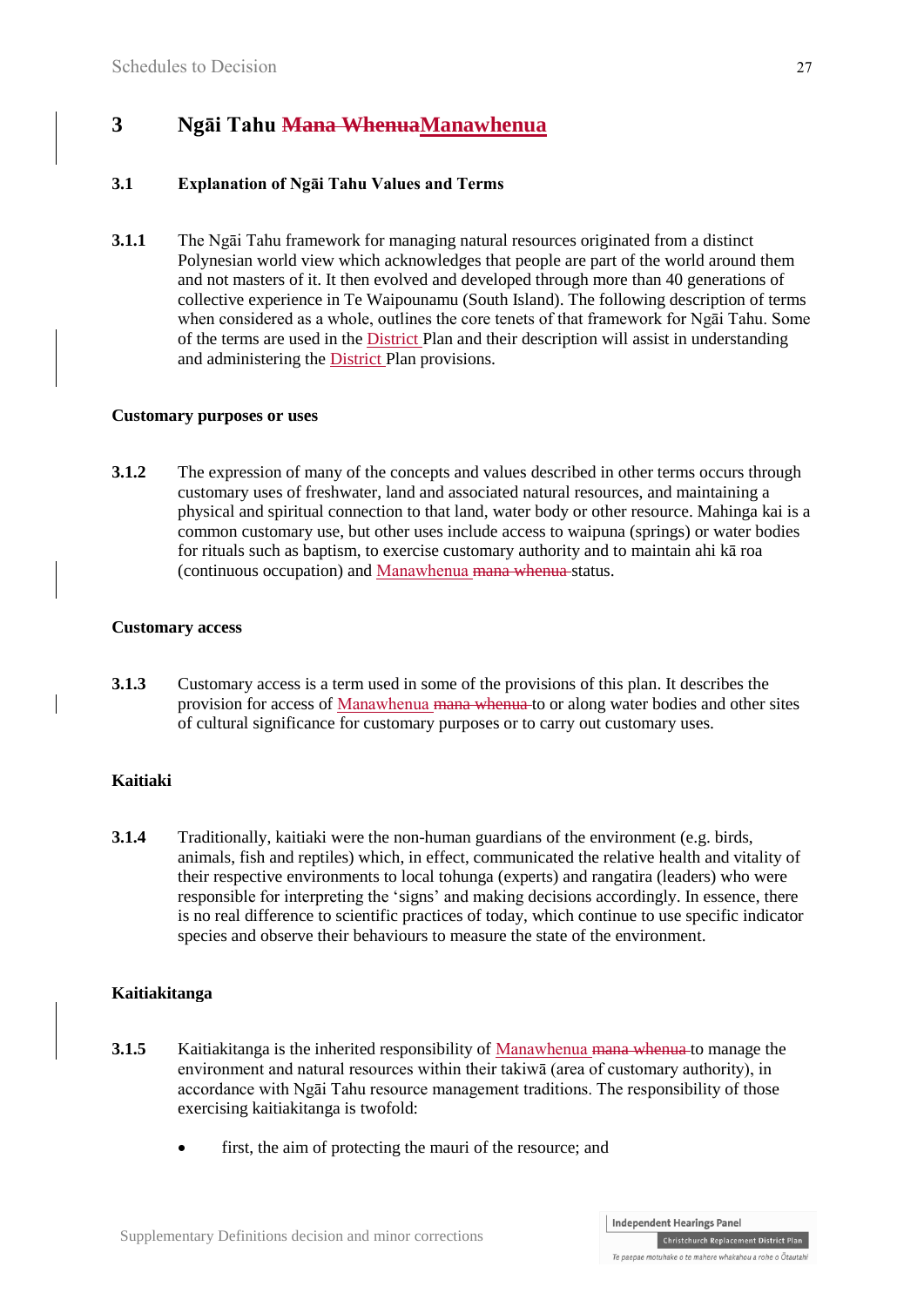## 3 Ngāi Tahu ~~Mana Whenua~~Manawhenua

### 3.1 Explanation of Ngāi Tahu Values and Terms

**3.1.1** The Ngāi Tahu framework for managing natural resources originated from a distinct Polynesian world view which acknowledges that people are part of the world around them and not masters of it. It then evolved and developed through more than 40 generations of collective experience in Te Waipounamu (South Island). The following description of terms when considered as a whole, outlines the core tenets of that framework for Ngāi Tahu. Some of the terms are used in the District Plan and their description will assist in understanding and administering the District Plan provisions.

**Customary purposes or uses**

**3.1.2** The expression of many of the concepts and values described in other terms occurs through customary uses of freshwater, land and associated natural resources, and maintaining a physical and spiritual connection to that land, water body or other resource. Mahinga kai is a common customary use, but other uses include access to waipuna (springs) or water bodies for rituals such as baptism, to exercise customary authority and to maintain ahi kā roa (continuous occupation) and Manawhenua ~~mana whenua~~ status.

**Customary access**

**3.1.3** Customary access is a term used in some of the provisions of this plan. It describes the provision for access of Manawhenua ~~mana whenua~~ to or along water bodies and other sites of cultural significance for customary purposes or to carry out customary uses.

**Kaitiaki**

**3.1.4** Traditionally, kaitiaki were the non-human guardians of the environment (e.g. birds, animals, fish and reptiles) which, in effect, communicated the relative health and vitality of their respective environments to local tohunga (experts) and rangatira (leaders) who were responsible for interpreting the 'signs' and making decisions accordingly. In essence, there is no real difference to scientific practices of today, which continue to use specific indicator species and observe their behaviours to measure the state of the environment.

**Kaitiakitanga**

**3.1.5** Kaitiakitanga is the inherited responsibility of Manawhenua ~~mana whenua~~ to manage the environment and natural resources within their takiwā (area of customary authority), in accordance with Ngāi Tahu resource management traditions. The responsibility of those exercising kaitiakitanga is twofold:

- first, the aim of protecting the mauri of the resource; and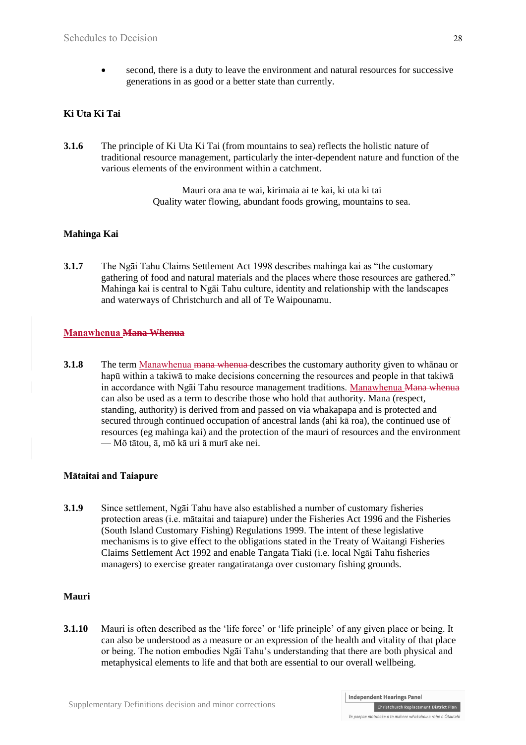- second, there is a duty to leave the environment and natural resources for successive generations in as good or a better state than currently.

**Ki Uta Ki Tai**

**3.1.6** The principle of Ki Uta Ki Tai (from mountains to sea) reflects the holistic nature of traditional resource management, particularly the inter-dependent nature and function of the various elements of the environment within a catchment.

Mauri ora ana te wai, kirimaia ai te kai, ki uta ki tai
Quality water flowing, abundant foods growing, mountains to sea.

**Mahinga Kai**

**3.1.7** The Ngāi Tahu Claims Settlement Act 1998 describes mahinga kai as "the customary gathering of food and natural materials and the places where those resources are gathered." Mahinga kai is central to Ngāi Tahu culture, identity and relationship with the landscapes and waterways of Christchurch and all of Te Waipounamu.

**Manawhenua ~~Mana Whenua~~**

**3.1.8** The term Manawhenua ~~mana whenua~~ describes the customary authority given to whānau or hapū within a takiwā to make decisions concerning the resources and people in that takiwā in accordance with Ngāi Tahu resource management traditions. Manawhenua ~~Mana whenua~~ can also be used as a term to describe those who hold that authority. Mana (respect, standing, authority) is derived from and passed on via whakapapa and is protected and secured through continued occupation of ancestral lands (ahi kā roa), the continued use of resources (eg mahinga kai) and the protection of the mauri of resources and the environment — Mō tātou, ā, mō kā uri ā murī ake nei.

**Mātaitai and Taiapure**

**3.1.9** Since settlement, Ngāi Tahu have also established a number of customary fisheries protection areas (i.e. mātaitai and taiapure) under the Fisheries Act 1996 and the Fisheries (South Island Customary Fishing) Regulations 1999. The intent of these legislative mechanisms is to give effect to the obligations stated in the Treaty of Waitangi Fisheries Claims Settlement Act 1992 and enable Tangata Tiaki (i.e. local Ngāi Tahu fisheries managers) to exercise greater rangatiratanga over customary fishing grounds.

**Mauri**

**3.1.10** Mauri is often described as the 'life force' or 'life principle' of any given place or being. It can also be understood as a measure or an expression of the health and vitality of that place or being. The notion embodies Ngāi Tahu's understanding that there are both physical and metaphysical elements to life and that both are essential to our overall wellbeing.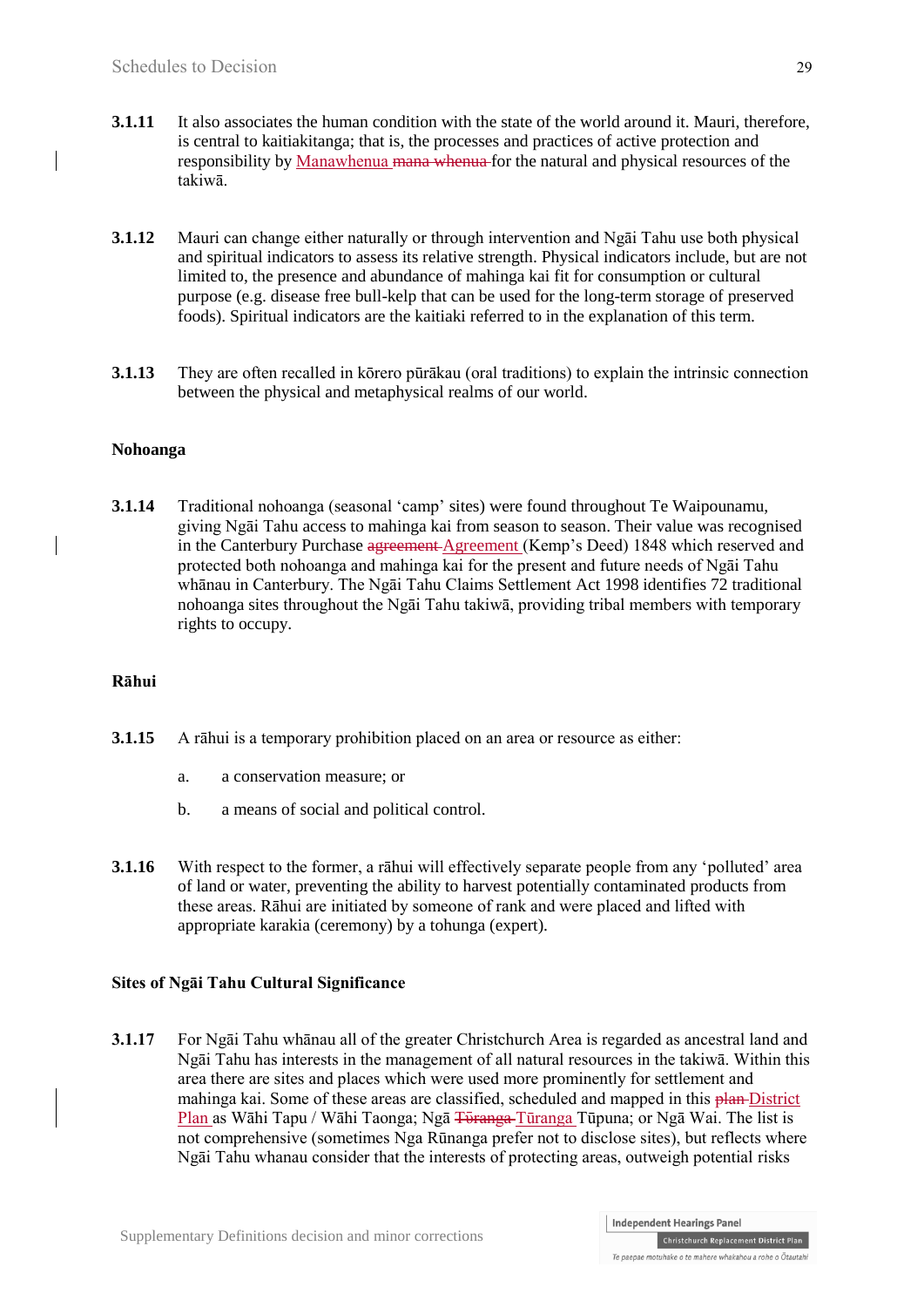**3.1.11** It also associates the human condition with the state of the world around it. Mauri, therefore, is central to kaitiakitanga; that is, the processes and practices of active protection and responsibility by Manawhenua ~~mana whenua~~ for the natural and physical resources of the takiwā.

**3.1.12** Mauri can change either naturally or through intervention and Ngāi Tahu use both physical and spiritual indicators to assess its relative strength. Physical indicators include, but are not limited to, the presence and abundance of mahinga kai fit for consumption or cultural purpose (e.g. disease free bull-kelp that can be used for the long-term storage of preserved foods). Spiritual indicators are the kaitiaki referred to in the explanation of this term.

**3.1.13** They are often recalled in kōrero pūrākau (oral traditions) to explain the intrinsic connection between the physical and metaphysical realms of our world.

**Nohoanga**

**3.1.14** Traditional nohoanga (seasonal 'camp' sites) were found throughout Te Waipounamu, giving Ngāi Tahu access to mahinga kai from season to season. Their value was recognised in the Canterbury Purchase ~~agreement~~ Agreement (Kemp's Deed) 1848 which reserved and protected both nohoanga and mahinga kai for the present and future needs of Ngāi Tahu whānau in Canterbury. The Ngāi Tahu Claims Settlement Act 1998 identifies 72 traditional nohoanga sites throughout the Ngāi Tahu takiwā, providing tribal members with temporary rights to occupy.

**Rāhui**

**3.1.15** A rāhui is a temporary prohibition placed on an area or resource as either:

a. a conservation measure; or

b. a means of social and political control.

**3.1.16** With respect to the former, a rāhui will effectively separate people from any 'polluted' area of land or water, preventing the ability to harvest potentially contaminated products from these areas. Rāhui are initiated by someone of rank and were placed and lifted with appropriate karakia (ceremony) by a tohunga (expert).

**Sites of Ngāi Tahu Cultural Significance**

**3.1.17** For Ngāi Tahu whānau all of the greater Christchurch Area is regarded as ancestral land and Ngāi Tahu has interests in the management of all natural resources in the takiwā. Within this area there are sites and places which were used more prominently for settlement and mahinga kai. Some of these areas are classified, scheduled and mapped in this ~~plan~~ District Plan as Wāhi Tapu / Wāhi Taonga; Ngā ~~Tōranga~~ Tūranga Tūpuna; or Ngā Wai. The list is not comprehensive (sometimes Nga Rūnanga prefer not to disclose sites), but reflects where Ngāi Tahu whanau consider that the interests of protecting areas, outweigh potential risks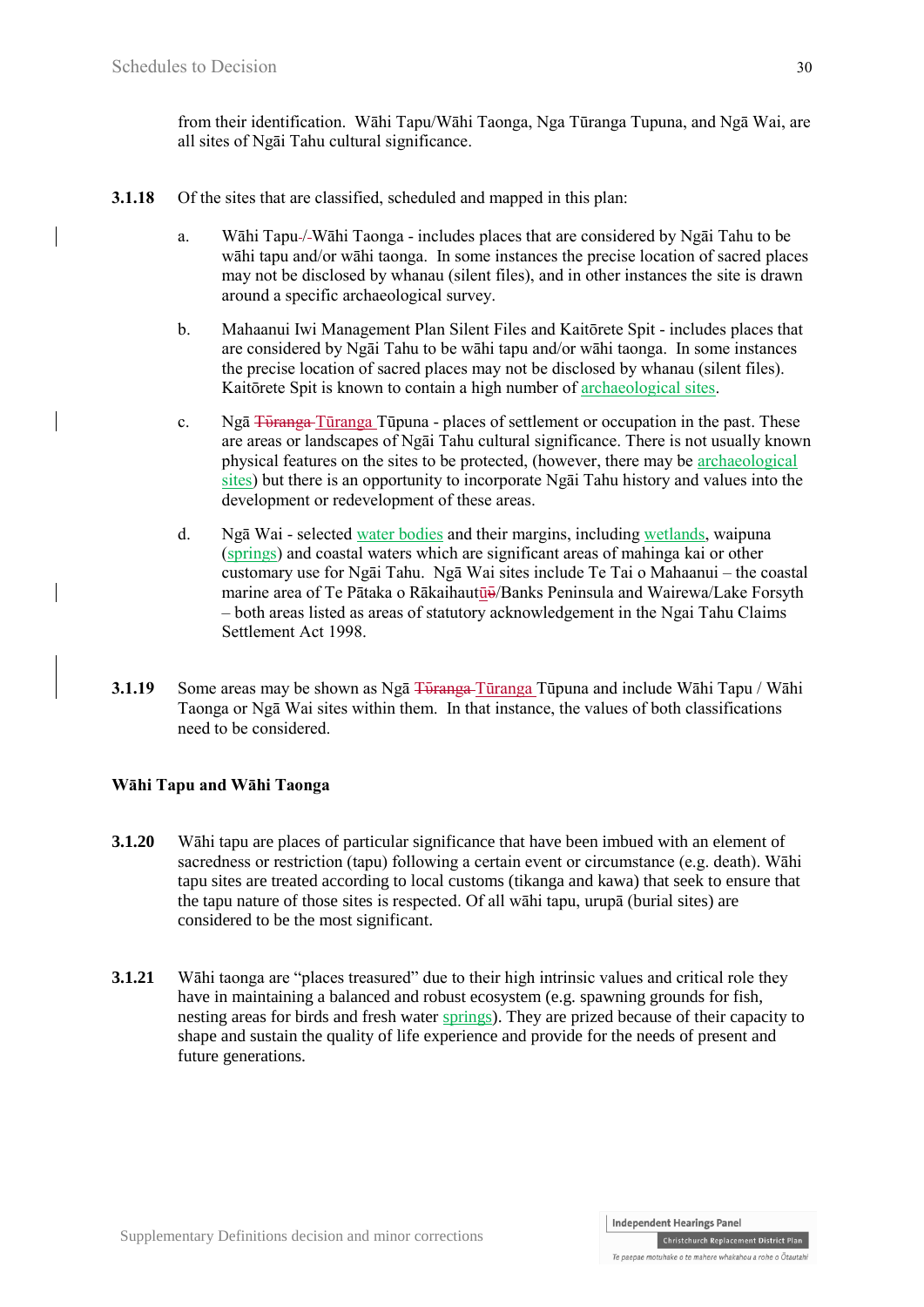from their identification. Wāhi Tapu/Wāhi Taonga, Nga Tūranga Tupuna, and Ngā Wai, are all sites of Ngāi Tahu cultural significance.

**3.1.18** Of the sites that are classified, scheduled and mapped in this plan:

a. Wāhi Tapu-/-Wāhi Taonga - includes places that are considered by Ngāi Tahu to be wāhi tapu and/or wāhi taonga. In some instances the precise location of sacred places may not be disclosed by whanau (silent files), and in other instances the site is drawn around a specific archaeological survey.

b. Mahaanui Iwi Management Plan Silent Files and Kaitōrete Spit - includes places that are considered by Ngāi Tahu to be wāhi tapu and/or wāhi taonga. In some instances the precise location of sacred places may not be disclosed by whanau (silent files). Kaitōrete Spit is known to contain a high number of archaeological sites.

c. Ngā ~~Tōranga~~ Tūranga Tūpuna - places of settlement or occupation in the past. These are areas or landscapes of Ngāi Tahu cultural significance. There is not usually known physical features on the sites to be protected, (however, there may be archaeological sites) but there is an opportunity to incorporate Ngāi Tahu history and values into the development or redevelopment of these areas.

d. Ngā Wai - selected water bodies and their margins, including wetlands, waipuna (springs) and coastal waters which are significant areas of mahinga kai or other customary use for Ngāi Tahu. Ngā Wai sites include Te Tai o Mahaanui – the coastal marine area of Te Pātaka o Rākaihautū~~ū~~/Banks Peninsula and Wairewa/Lake Forsyth – both areas listed as areas of statutory acknowledgement in the Ngai Tahu Claims Settlement Act 1998.

**3.1.19** Some areas may be shown as Ngā ~~Tōranga~~ Tūranga Tūpuna and include Wāhi Tapu / Wāhi Taonga or Ngā Wai sites within them. In that instance, the values of both classifications need to be considered.

**Wāhi Tapu and Wāhi Taonga**

**3.1.20** Wāhi tapu are places of particular significance that have been imbued with an element of sacredness or restriction (tapu) following a certain event or circumstance (e.g. death). Wāhi tapu sites are treated according to local customs (tikanga and kawa) that seek to ensure that the tapu nature of those sites is respected. Of all wāhi tapu, urupā (burial sites) are considered to be the most significant.

**3.1.21** Wāhi taonga are "places treasured" due to their high intrinsic values and critical role they have in maintaining a balanced and robust ecosystem (e.g. spawning grounds for fish, nesting areas for birds and fresh water springs). They are prized because of their capacity to shape and sustain the quality of life experience and provide for the needs of present and future generations.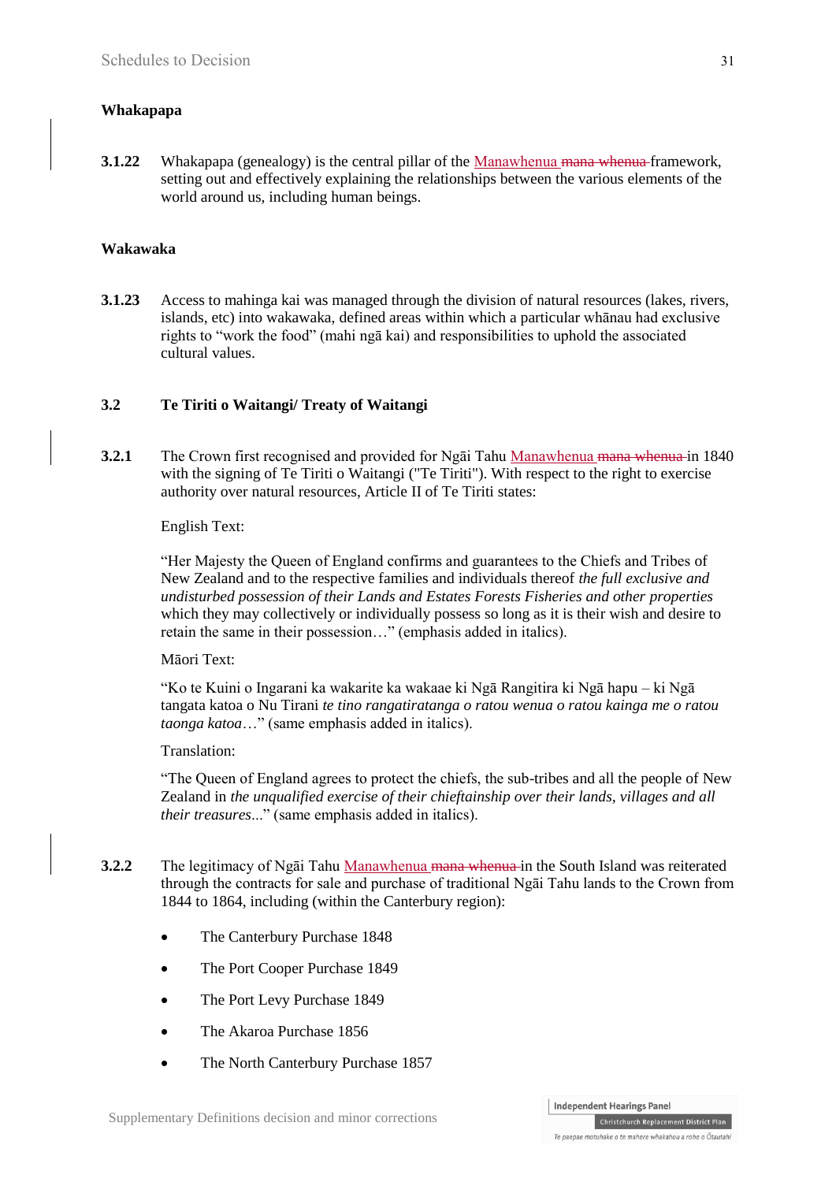**Whakapapa**

**3.1.22** Whakapapa (genealogy) is the central pillar of the Manawhenua ~~mana whenua~~ framework, setting out and effectively explaining the relationships between the various elements of the world around us, including human beings.

**Wakawaka**

**3.1.23** Access to mahinga kai was managed through the division of natural resources (lakes, rivers, islands, etc) into wakawaka, defined areas within which a particular whānau had exclusive rights to "work the food" (mahi ngā kai) and responsibilities to uphold the associated cultural values.

**3.2 Te Tiriti o Waitangi/ Treaty of Waitangi**

**3.2.1** The Crown first recognised and provided for Ngāi Tahu Manawhenua ~~mana whenua~~ in 1840 with the signing of Te Tiriti o Waitangi ("Te Tiriti"). With respect to the right to exercise authority over natural resources, Article II of Te Tiriti states:

English Text:

"Her Majesty the Queen of England confirms and guarantees to the Chiefs and Tribes of New Zealand and to the respective families and individuals thereof *the full exclusive and undisturbed possession of their Lands and Estates Forests Fisheries and other properties* which they may collectively or individually possess so long as it is their wish and desire to retain the same in their possession…" (emphasis added in italics).

Māori Text:

"Ko te Kuini o Ingarani ka wakarite ka wakaae ki Ngā Rangitira ki Ngā hapu – ki Ngā tangata katoa o Nu Tirani *te tino rangatiratanga o ratou wenua o ratou kainga me o ratou taonga katoa*…" (same emphasis added in italics).

Translation:

"The Queen of England agrees to protect the chiefs, the sub-tribes and all the people of New Zealand in *the unqualified exercise of their chieftainship over their lands, villages and all their treasures*..." (same emphasis added in italics).

**3.2.2** The legitimacy of Ngāi Tahu Manawhenua ~~mana whenua~~ in the South Island was reiterated through the contracts for sale and purchase of traditional Ngāi Tahu lands to the Crown from 1844 to 1864, including (within the Canterbury region):

- The Canterbury Purchase 1848
- The Port Cooper Purchase 1849
- The Port Levy Purchase 1849
- The Akaroa Purchase 1856
- The North Canterbury Purchase 1857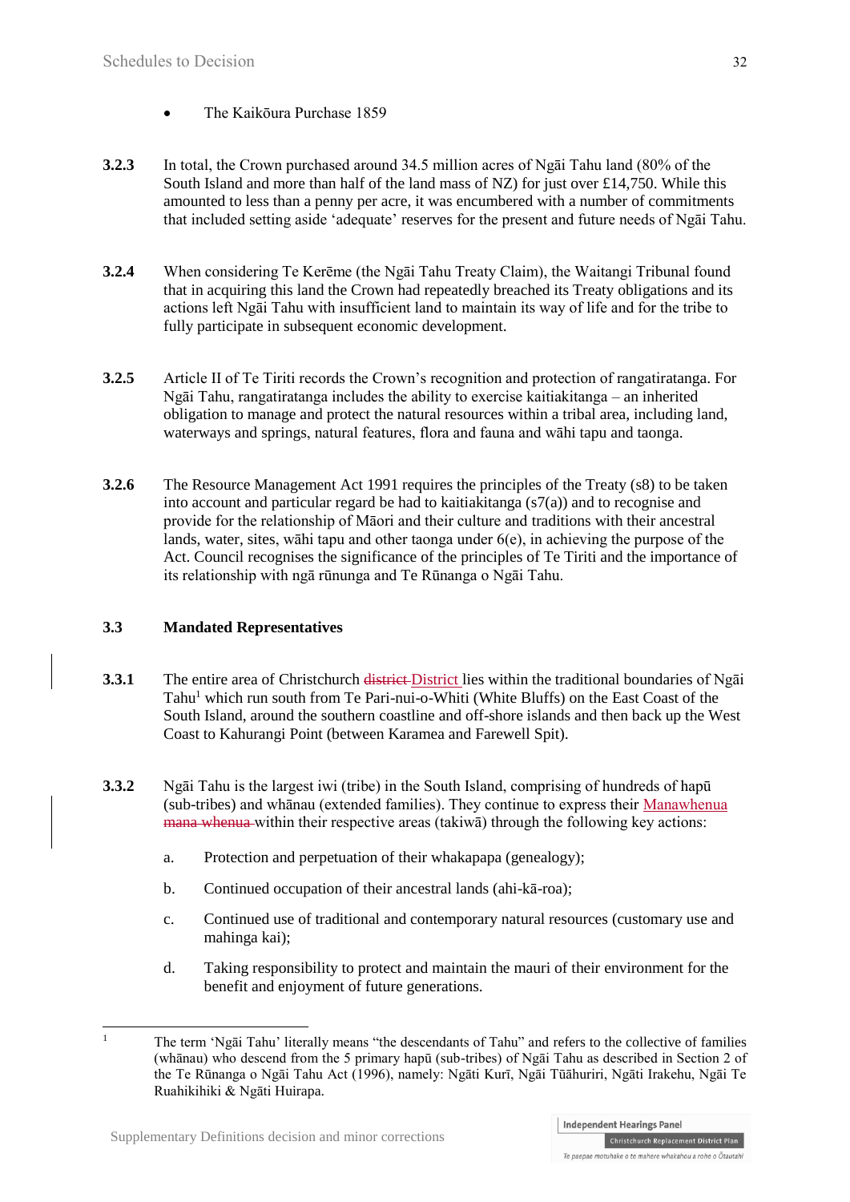- The Kaikōura Purchase 1859

**3.2.3** In total, the Crown purchased around 34.5 million acres of Ngāi Tahu land (80% of the South Island and more than half of the land mass of NZ) for just over £14,750. While this amounted to less than a penny per acre, it was encumbered with a number of commitments that included setting aside 'adequate' reserves for the present and future needs of Ngāi Tahu.

**3.2.4** When considering Te Kerēme (the Ngāi Tahu Treaty Claim), the Waitangi Tribunal found that in acquiring this land the Crown had repeatedly breached its Treaty obligations and its actions left Ngāi Tahu with insufficient land to maintain its way of life and for the tribe to fully participate in subsequent economic development.

**3.2.5** Article II of Te Tiriti records the Crown's recognition and protection of rangatiratanga. For Ngāi Tahu, rangatiratanga includes the ability to exercise kaitiakitanga – an inherited obligation to manage and protect the natural resources within a tribal area, including land, waterways and springs, natural features, flora and fauna and wāhi tapu and taonga.

**3.2.6** The Resource Management Act 1991 requires the principles of the Treaty (s8) to be taken into account and particular regard be had to kaitiakitanga (s7(a)) and to recognise and provide for the relationship of Māori and their culture and traditions with their ancestral lands, water, sites, wāhi tapu and other taonga under 6(e), in achieving the purpose of the Act. Council recognises the significance of the principles of Te Tiriti and the importance of its relationship with ngā rūnunga and Te Rūnanga o Ngāi Tahu.

### 3.3 Mandated Representatives

**3.3.1** The entire area of Christchurch ~~district~~ District lies within the traditional boundaries of Ngāi Tahu[1] which run south from Te Pari-nui-o-Whiti (White Bluffs) on the East Coast of the South Island, around the southern coastline and off-shore islands and then back up the West Coast to Kahurangi Point (between Karamea and Farewell Spit).

**3.3.2** Ngāi Tahu is the largest iwi (tribe) in the South Island, comprising of hundreds of hapū (sub-tribes) and whānau (extended families). They continue to express their Manawhenua ~~mana whenua~~ within their respective areas (takiwā) through the following key actions:

a. Protection and perpetuation of their whakapapa (genealogy);

b. Continued occupation of their ancestral lands (ahi-kā-roa);

c. Continued use of traditional and contemporary natural resources (customary use and mahinga kai);

d. Taking responsibility to protect and maintain the mauri of their environment for the benefit and enjoyment of future generations.

---

[1] The term 'Ngāi Tahu' literally means "the descendants of Tahu" and refers to the collective of families (whānau) who descend from the 5 primary hapū (sub-tribes) of Ngāi Tahu as described in Section 2 of the Te Rūnanga o Ngāi Tahu Act (1996), namely: Ngāti Kurī, Ngāi Tūāhuriri, Ngāti Irakehu, Ngāi Te Ruahikihiki & Ngāti Huirapa.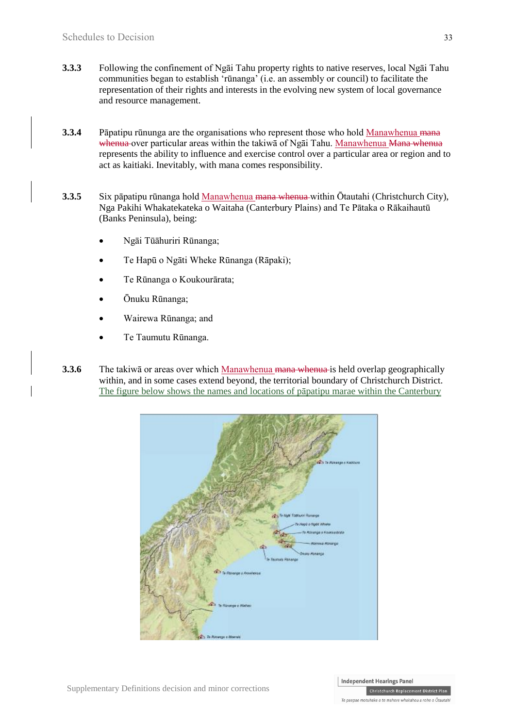**3.3.3** Following the confinement of Ngāi Tahu property rights to native reserves, local Ngāi Tahu communities began to establish 'rūnanga' (i.e. an assembly or council) to facilitate the representation of their rights and interests in the evolving new system of local governance and resource management.

**3.3.4** Pāpatipu rūnunga are the organisations who represent those who hold Manawhenua ~~mana whenua~~ over particular areas within the takiwā of Ngāi Tahu. Manawhenua ~~Mana whenua~~ represents the ability to influence and exercise control over a particular area or region and to act as kaitiaki. Inevitably, with mana comes responsibility.

**3.3.5** Six pāpatipu rūnanga hold Manawhenua ~~mana whenua~~ within Ōtautahi (Christchurch City), Nga Pakihi Whakatekateka o Waitaha (Canterbury Plains) and Te Pātaka o Rākaihautū (Banks Peninsula), being:

- Ngāi Tūāhuriri Rūnanga;
- Te Hapū o Ngāti Wheke Rūnanga (Rāpaki);
- Te Rūnanga o Koukourārata;
- Ōnuku Rūnanga;
- Wairewa Rūnanga; and
- Te Taumutu Rūnanga.

**3.3.6** The takiwā or areas over which Manawhenua ~~mana whenua~~ is held overlap geographically within, and in some cases extend beyond, the territorial boundary of Christchurch District. The figure below shows the names and locations of pāpatipu marae within the Canterbury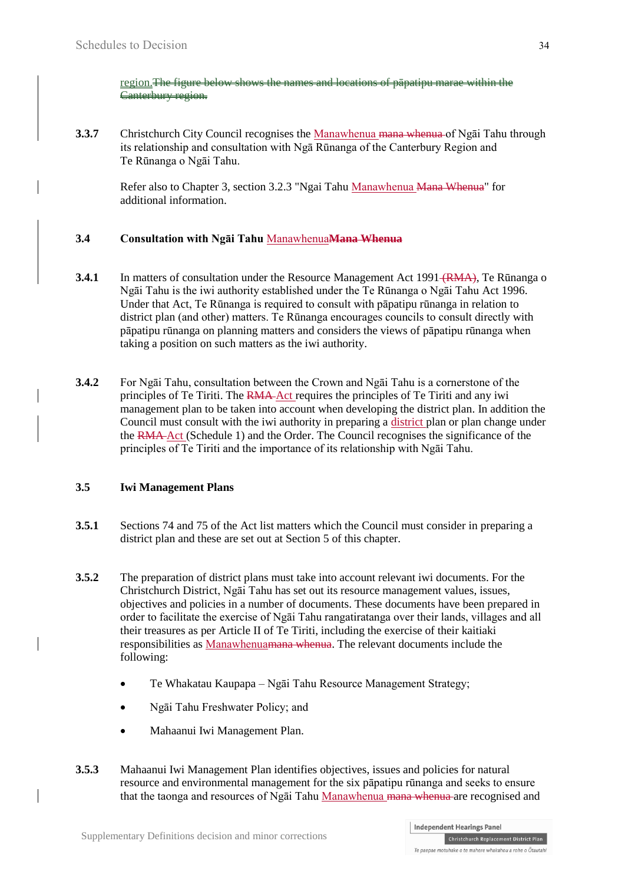region.The figure below shows the names and locations of pāpatipu marae within the Canterbury region.

**3.3.7** Christchurch City Council recognises the Manawhenua mana whenua of Ngāi Tahu through its relationship and consultation with Ngā Rūnanga of the Canterbury Region and Te Rūnanga o Ngāi Tahu.

Refer also to Chapter 3, section 3.2.3 "Ngai Tahu Manawhenua Mana Whenua" for additional information.

### 3.4 Consultation with Ngāi Tahu ManawhenuaMana Whenua

**3.4.1** In matters of consultation under the Resource Management Act 1991 (RMA), Te Rūnanga o Ngāi Tahu is the iwi authority established under the Te Rūnanga o Ngāi Tahu Act 1996. Under that Act, Te Rūnanga is required to consult with pāpatipu rūnanga in relation to district plan (and other) matters. Te Rūnanga encourages councils to consult directly with pāpatipu rūnanga on planning matters and considers the views of pāpatipu rūnanga when taking a position on such matters as the iwi authority.

**3.4.2** For Ngāi Tahu, consultation between the Crown and Ngāi Tahu is a cornerstone of the principles of Te Tiriti. The RMA Act requires the principles of Te Tiriti and any iwi management plan to be taken into account when developing the district plan. In addition the Council must consult with the iwi authority in preparing a district plan or plan change under the RMA Act (Schedule 1) and the Order. The Council recognises the significance of the principles of Te Tiriti and the importance of its relationship with Ngāi Tahu.

### 3.5 Iwi Management Plans

**3.5.1** Sections 74 and 75 of the Act list matters which the Council must consider in preparing a district plan and these are set out at Section 5 of this chapter.

**3.5.2** The preparation of district plans must take into account relevant iwi documents. For the Christchurch District, Ngāi Tahu has set out its resource management values, issues, objectives and policies in a number of documents. These documents have been prepared in order to facilitate the exercise of Ngāi Tahu rangatiratanga over their lands, villages and all their treasures as per Article II of Te Tiriti, including the exercise of their kaitiaki responsibilities as Manawhenuamana whenua. The relevant documents include the following:

- Te Whakatau Kaupapa – Ngāi Tahu Resource Management Strategy;
- Ngāi Tahu Freshwater Policy; and
- Mahaanui Iwi Management Plan.

**3.5.3** Mahaanui Iwi Management Plan identifies objectives, issues and policies for natural resource and environmental management for the six pāpatipu rūnanga and seeks to ensure that the taonga and resources of Ngāi Tahu Manawhenua mana whenua are recognised and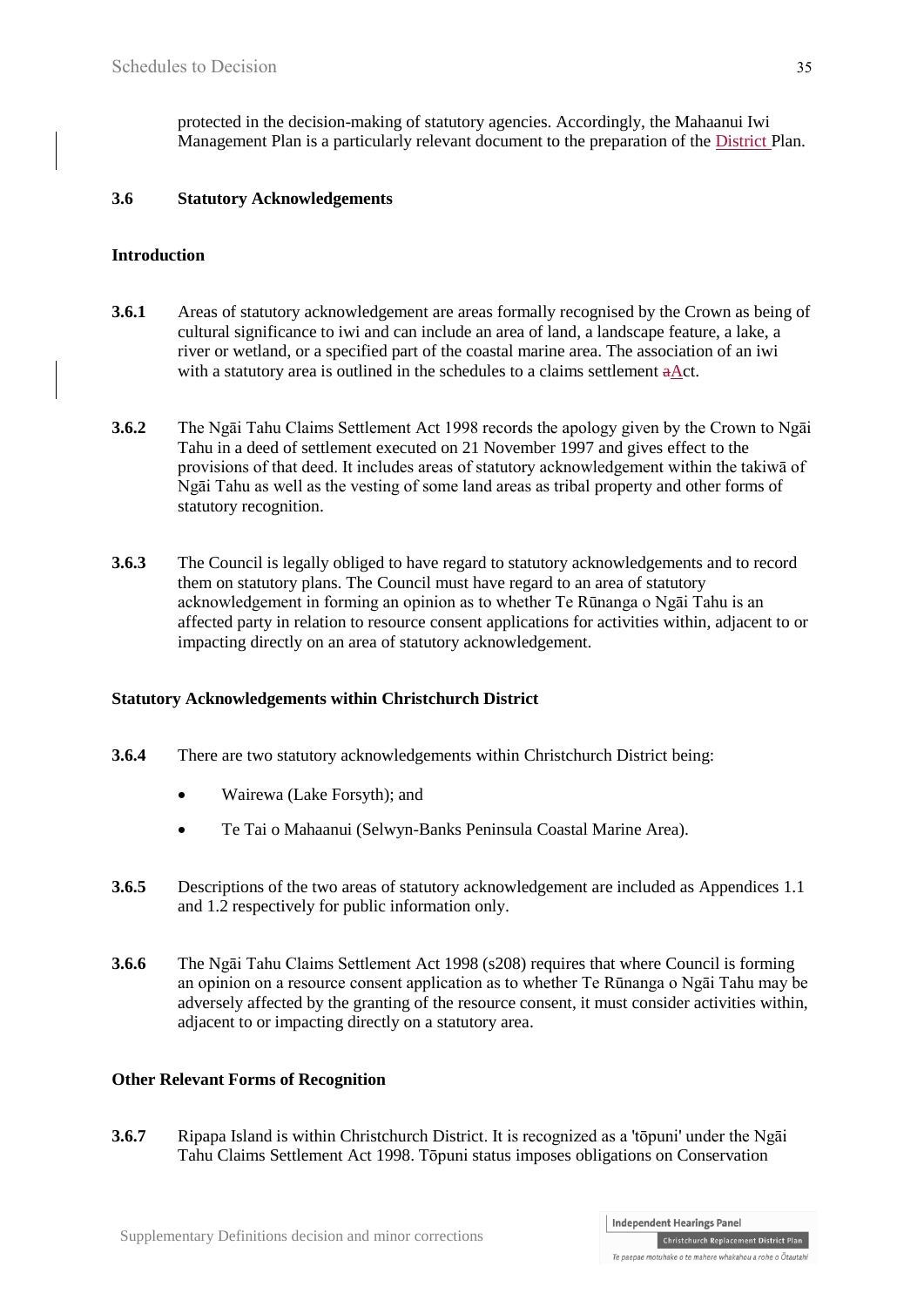protected in the decision-making of statutory agencies. Accordingly, the Mahaanui Iwi Management Plan is a particularly relevant document to the preparation of the District Plan.

### 3.6 Statutory Acknowledgements

#### Introduction

**3.6.1** Areas of statutory acknowledgement are areas formally recognised by the Crown as being of cultural significance to iwi and can include an area of land, a landscape feature, a lake, a river or wetland, or a specified part of the coastal marine area. The association of an iwi with a statutory area is outlined in the schedules to a claims settlement ~~a~~Act.

**3.6.2** The Ngāi Tahu Claims Settlement Act 1998 records the apology given by the Crown to Ngāi Tahu in a deed of settlement executed on 21 November 1997 and gives effect to the provisions of that deed. It includes areas of statutory acknowledgement within the takiwā of Ngāi Tahu as well as the vesting of some land areas as tribal property and other forms of statutory recognition.

**3.6.3** The Council is legally obliged to have regard to statutory acknowledgements and to record them on statutory plans. The Council must have regard to an area of statutory acknowledgement in forming an opinion as to whether Te Rūnanga o Ngāi Tahu is an affected party in relation to resource consent applications for activities within, adjacent to or impacting directly on an area of statutory acknowledgement.

#### Statutory Acknowledgements within Christchurch District

**3.6.4** There are two statutory acknowledgements within Christchurch District being:

- Wairewa (Lake Forsyth); and
- Te Tai o Mahaanui (Selwyn-Banks Peninsula Coastal Marine Area).

**3.6.5** Descriptions of the two areas of statutory acknowledgement are included as Appendices 1.1 and 1.2 respectively for public information only.

**3.6.6** The Ngāi Tahu Claims Settlement Act 1998 (s208) requires that where Council is forming an opinion on a resource consent application as to whether Te Rūnanga o Ngāi Tahu may be adversely affected by the granting of the resource consent, it must consider activities within, adjacent to or impacting directly on a statutory area.

#### Other Relevant Forms of Recognition

**3.6.7** Ripapa Island is within Christchurch District. It is recognized as a 'tōpuni' under the Ngāi Tahu Claims Settlement Act 1998. Tōpuni status imposes obligations on Conservation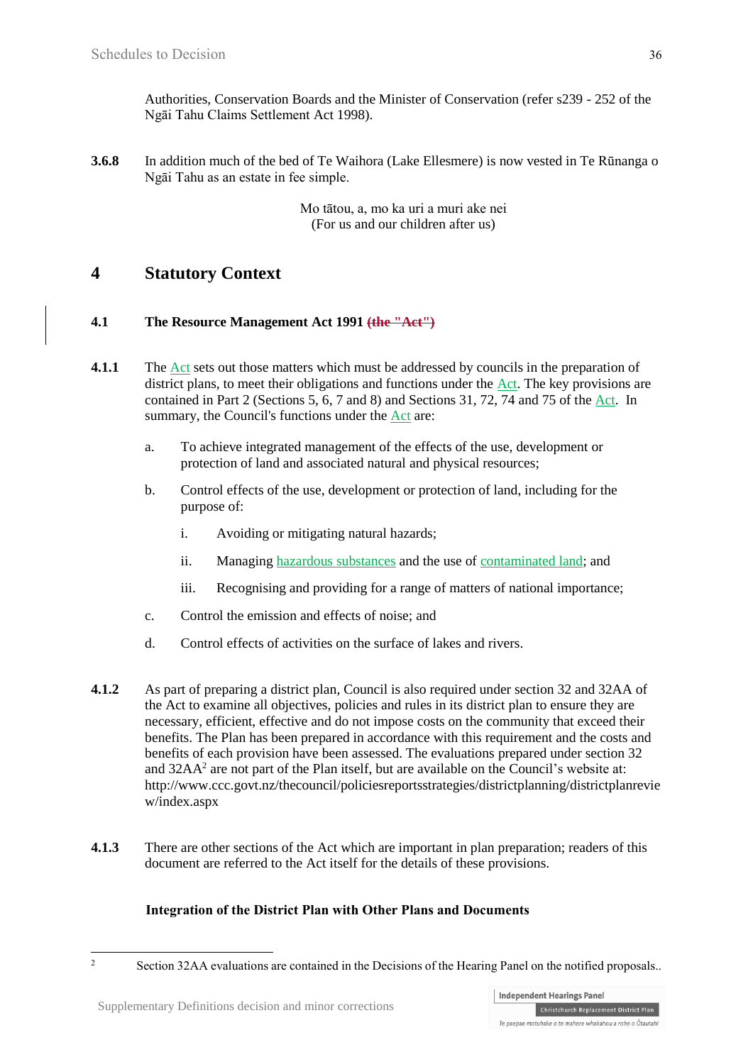Authorities, Conservation Boards and the Minister of Conservation (refer s239 - 252 of the Ngāi Tahu Claims Settlement Act 1998).

**3.6.8** In addition much of the bed of Te Waihora (Lake Ellesmere) is now vested in Te Rūnanga o Ngāi Tahu as an estate in fee simple.

Mo tātou, a, mo ka uri a muri ake nei
(For us and our children after us)

# 4 Statutory Context

## 4.1 The Resource Management Act 1991 ~~(the "Act")~~

**4.1.1** The Act sets out those matters which must be addressed by councils in the preparation of district plans, to meet their obligations and functions under the Act. The key provisions are contained in Part 2 (Sections 5, 6, 7 and 8) and Sections 31, 72, 74 and 75 of the Act. In summary, the Council's functions under the Act are:

a. To achieve integrated management of the effects of the use, development or protection of land and associated natural and physical resources;

b. Control effects of the use, development or protection of land, including for the purpose of:

   i. Avoiding or mitigating natural hazards;

   ii. Managing hazardous substances and the use of contaminated land; and

   iii. Recognising and providing for a range of matters of national importance;

c. Control the emission and effects of noise; and

d. Control effects of activities on the surface of lakes and rivers.

**4.1.2** As part of preparing a district plan, Council is also required under section 32 and 32AA of the Act to examine all objectives, policies and rules in its district plan to ensure they are necessary, efficient, effective and do not impose costs on the community that exceed their benefits. The Plan has been prepared in accordance with this requirement and the costs and benefits of each provision have been assessed. The evaluations prepared under section 32 and 32AA[2] are not part of the Plan itself, but are available on the Council's website at: http://www.ccc.govt.nz/thecouncil/policiesreportsstrategies/districtplanning/districtplanreview/index.aspx

**4.1.3** There are other sections of the Act which are important in plan preparation; readers of this document are referred to the Act itself for the details of these provisions.

**Integration of the District Plan with Other Plans and Documents**

[2] Section 32AA evaluations are contained in the Decisions of the Hearing Panel on the notified proposals..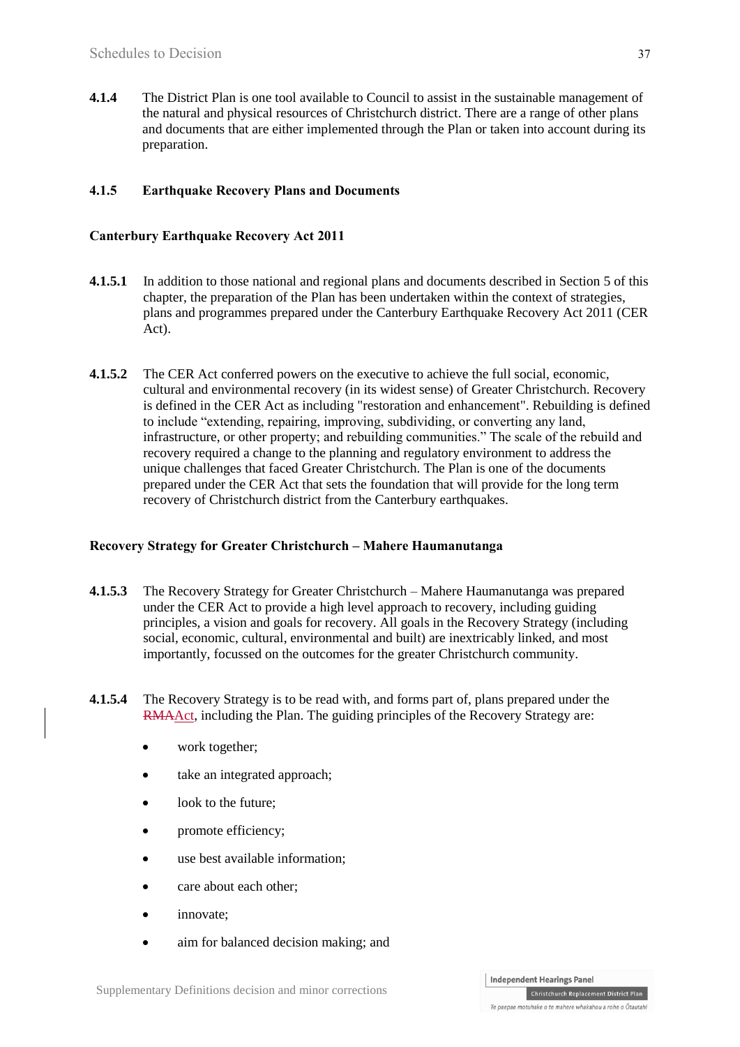**4.1.4** The District Plan is one tool available to Council to assist in the sustainable management of the natural and physical resources of Christchurch district. There are a range of other plans and documents that are either implemented through the Plan or taken into account during its preparation.

### 4.1.5 Earthquake Recovery Plans and Documents

**Canterbury Earthquake Recovery Act 2011**

**4.1.5.1** In addition to those national and regional plans and documents described in Section 5 of this chapter, the preparation of the Plan has been undertaken within the context of strategies, plans and programmes prepared under the Canterbury Earthquake Recovery Act 2011 (CER Act).

**4.1.5.2** The CER Act conferred powers on the executive to achieve the full social, economic, cultural and environmental recovery (in its widest sense) of Greater Christchurch. Recovery is defined in the CER Act as including "restoration and enhancement". Rebuilding is defined to include "extending, repairing, improving, subdividing, or converting any land, infrastructure, or other property; and rebuilding communities." The scale of the rebuild and recovery required a change to the planning and regulatory environment to address the unique challenges that faced Greater Christchurch. The Plan is one of the documents prepared under the CER Act that sets the foundation that will provide for the long term recovery of Christchurch district from the Canterbury earthquakes.

**Recovery Strategy for Greater Christchurch – Mahere Haumanutanga**

**4.1.5.3** The Recovery Strategy for Greater Christchurch – Mahere Haumanutanga was prepared under the CER Act to provide a high level approach to recovery, including guiding principles, a vision and goals for recovery. All goals in the Recovery Strategy (including social, economic, cultural, environmental and built) are inextricably linked, and most importantly, focussed on the outcomes for the greater Christchurch community.

**4.1.5.4** The Recovery Strategy is to be read with, and forms part of, plans prepared under the ~~RMA~~Act, including the Plan. The guiding principles of the Recovery Strategy are:

- work together;
- take an integrated approach;
- look to the future;
- promote efficiency;
- use best available information;
- care about each other;
- innovate;
- aim for balanced decision making; and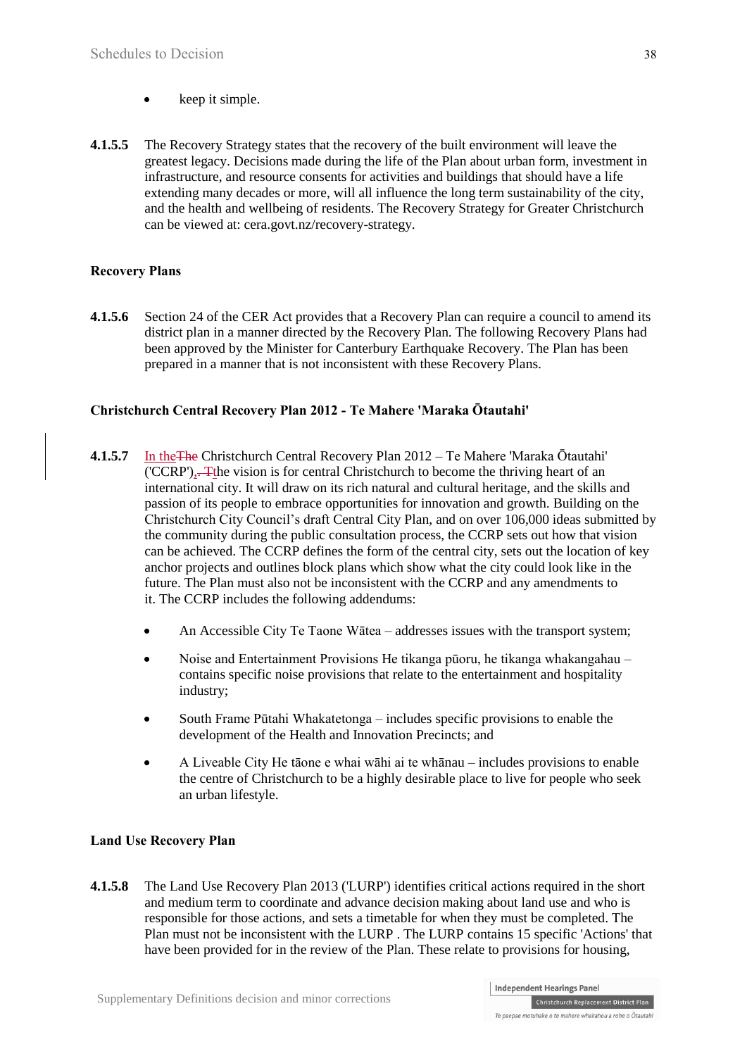- keep it simple.

**4.1.5.5** The Recovery Strategy states that the recovery of the built environment will leave the greatest legacy. Decisions made during the life of the Plan about urban form, investment in infrastructure, and resource consents for activities and buildings that should have a life extending many decades or more, will all influence the long term sustainability of the city, and the health and wellbeing of residents. The Recovery Strategy for Greater Christchurch can be viewed at: cera.govt.nz/recovery-strategy.

**Recovery Plans**

**4.1.5.6** Section 24 of the CER Act provides that a Recovery Plan can require a council to amend its district plan in a manner directed by the Recovery Plan. The following Recovery Plans had been approved by the Minister for Canterbury Earthquake Recovery. The Plan has been prepared in a manner that is not inconsistent with these Recovery Plans.

**Christchurch Central Recovery Plan 2012 - Te Mahere 'Maraka Ōtautahi'**

**4.1.5.7** In the~~The~~ Christchurch Central Recovery Plan 2012 – Te Mahere 'Maraka Ōtautahi' ('CCRP'),~~. T~~the vision is for central Christchurch to become the thriving heart of an international city. It will draw on its rich natural and cultural heritage, and the skills and passion of its people to embrace opportunities for innovation and growth. Building on the Christchurch City Council's draft Central City Plan, and on over 106,000 ideas submitted by the community during the public consultation process, the CCRP sets out how that vision can be achieved. The CCRP defines the form of the central city, sets out the location of key anchor projects and outlines block plans which show what the city could look like in the future. The Plan must also not be inconsistent with the CCRP and any amendments to it. The CCRP includes the following addendums:

- An Accessible City Te Taone Wātea – addresses issues with the transport system;
- Noise and Entertainment Provisions He tikanga pūoru, he tikanga whakangahau – contains specific noise provisions that relate to the entertainment and hospitality industry;
- South Frame Pūtahi Whakatetonga – includes specific provisions to enable the development of the Health and Innovation Precincts; and
- A Liveable City He tāone e whai wāhi ai te whānau – includes provisions to enable the centre of Christchurch to be a highly desirable place to live for people who seek an urban lifestyle.

**Land Use Recovery Plan**

**4.1.5.8** The Land Use Recovery Plan 2013 ('LURP') identifies critical actions required in the short and medium term to coordinate and advance decision making about land use and who is responsible for those actions, and sets a timetable for when they must be completed. The Plan must not be inconsistent with the LURP . The LURP contains 15 specific 'Actions' that have been provided for in the review of the Plan. These relate to provisions for housing,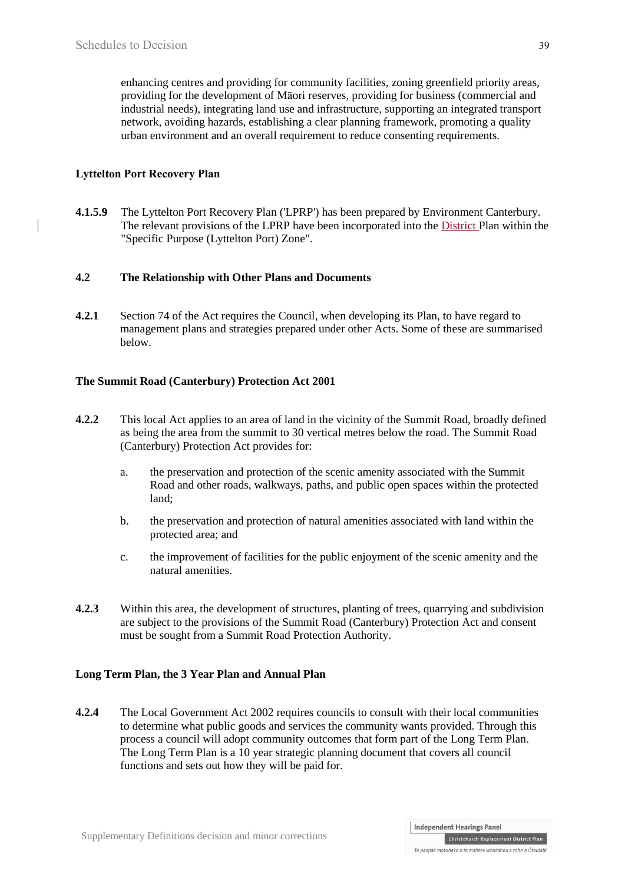enhancing centres and providing for community facilities, zoning greenfield priority areas, providing for the development of Māori reserves, providing for business (commercial and industrial needs), integrating land use and infrastructure, supporting an integrated transport network, avoiding hazards, establishing a clear planning framework, promoting a quality urban environment and an overall requirement to reduce consenting requirements.

**Lyttelton Port Recovery Plan**

**4.1.5.9** The Lyttelton Port Recovery Plan ('LPRP') has been prepared by Environment Canterbury. The relevant provisions of the LPRP have been incorporated into the District Plan within the "Specific Purpose (Lyttelton Port) Zone".

## 4.2 The Relationship with Other Plans and Documents

**4.2.1** Section 74 of the Act requires the Council, when developing its Plan, to have regard to management plans and strategies prepared under other Acts. Some of these are summarised below.

**The Summit Road (Canterbury) Protection Act 2001**

**4.2.2** This local Act applies to an area of land in the vicinity of the Summit Road, broadly defined as being the area from the summit to 30 vertical metres below the road. The Summit Road (Canterbury) Protection Act provides for:

a. the preservation and protection of the scenic amenity associated with the Summit Road and other roads, walkways, paths, and public open spaces within the protected land;

b. the preservation and protection of natural amenities associated with land within the protected area; and

c. the improvement of facilities for the public enjoyment of the scenic amenity and the natural amenities.

**4.2.3** Within this area, the development of structures, planting of trees, quarrying and subdivision are subject to the provisions of the Summit Road (Canterbury) Protection Act and consent must be sought from a Summit Road Protection Authority.

**Long Term Plan, the 3 Year Plan and Annual Plan**

**4.2.4** The Local Government Act 2002 requires councils to consult with their local communities to determine what public goods and services the community wants provided. Through this process a council will adopt community outcomes that form part of the Long Term Plan. The Long Term Plan is a 10 year strategic planning document that covers all council functions and sets out how they will be paid for.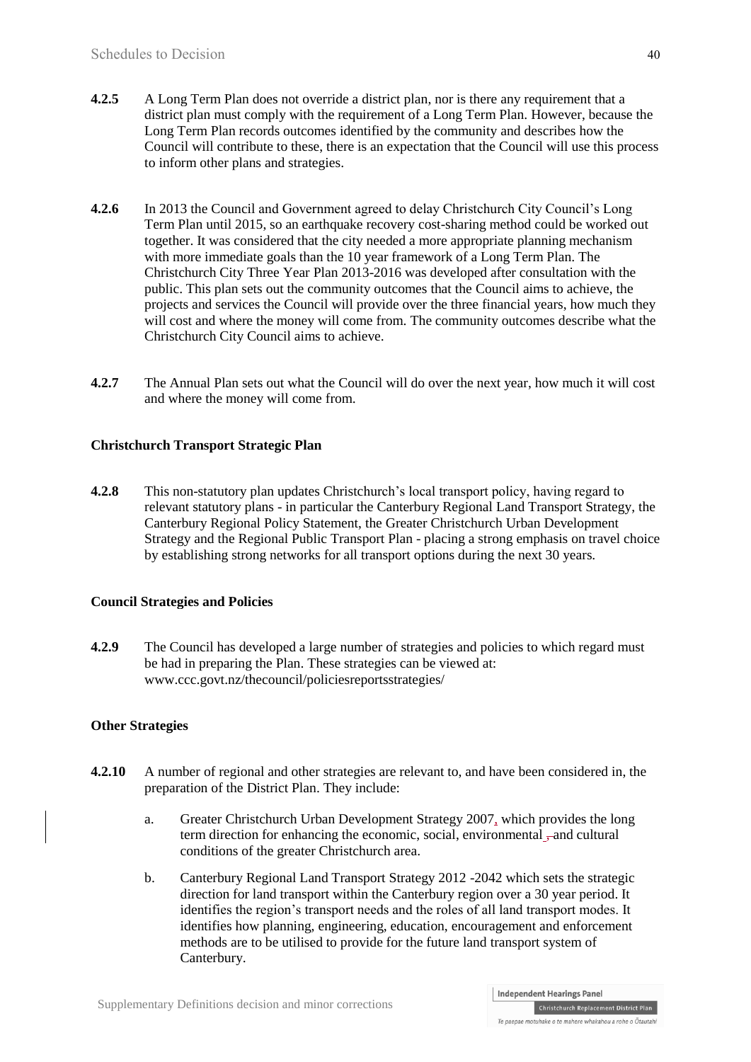**4.2.5** A Long Term Plan does not override a district plan, nor is there any requirement that a district plan must comply with the requirement of a Long Term Plan. However, because the Long Term Plan records outcomes identified by the community and describes how the Council will contribute to these, there is an expectation that the Council will use this process to inform other plans and strategies.

**4.2.6** In 2013 the Council and Government agreed to delay Christchurch City Council's Long Term Plan until 2015, so an earthquake recovery cost-sharing method could be worked out together. It was considered that the city needed a more appropriate planning mechanism with more immediate goals than the 10 year framework of a Long Term Plan. The Christchurch City Three Year Plan 2013-2016 was developed after consultation with the public. This plan sets out the community outcomes that the Council aims to achieve, the projects and services the Council will provide over the three financial years, how much they will cost and where the money will come from. The community outcomes describe what the Christchurch City Council aims to achieve.

**4.2.7** The Annual Plan sets out what the Council will do over the next year, how much it will cost and where the money will come from.

**Christchurch Transport Strategic Plan**

**4.2.8** This non-statutory plan updates Christchurch's local transport policy, having regard to relevant statutory plans - in particular the Canterbury Regional Land Transport Strategy, the Canterbury Regional Policy Statement, the Greater Christchurch Urban Development Strategy and the Regional Public Transport Plan - placing a strong emphasis on travel choice by establishing strong networks for all transport options during the next 30 years.

**Council Strategies and Policies**

**4.2.9** The Council has developed a large number of strategies and policies to which regard must be had in preparing the Plan. These strategies can be viewed at: www.ccc.govt.nz/thecouncil/policiesreportsstrategies/

**Other Strategies**

**4.2.10** A number of regional and other strategies are relevant to, and have been considered in, the preparation of the District Plan. They include:

a. Greater Christchurch Urban Development Strategy 2007, which provides the long term direction for enhancing the economic, social, environmental and cultural conditions of the greater Christchurch area.

b. Canterbury Regional Land Transport Strategy 2012 -2042 which sets the strategic direction for land transport within the Canterbury region over a 30 year period. It identifies the region's transport needs and the roles of all land transport modes. It identifies how planning, engineering, education, encouragement and enforcement methods are to be utilised to provide for the future land transport system of Canterbury.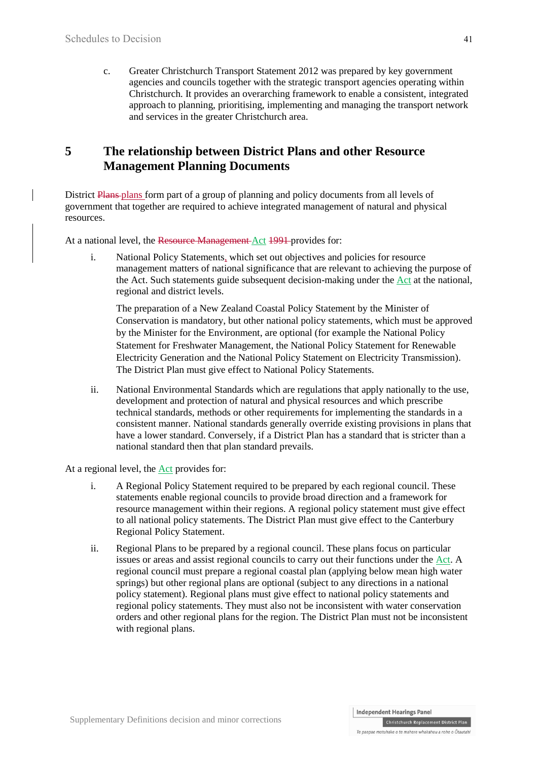c. Greater Christchurch Transport Statement 2012 was prepared by key government agencies and councils together with the strategic transport agencies operating within Christchurch. It provides an overarching framework to enable a consistent, integrated approach to planning, prioritising, implementing and managing the transport network and services in the greater Christchurch area.

## 5 The relationship between District Plans and other Resource Management Planning Documents

District ~~Plans~~ plans form part of a group of planning and policy documents from all levels of government that together are required to achieve integrated management of natural and physical resources.

At a national level, the ~~Resource Management~~ Act ~~1991~~ provides for:

i. National Policy Statements, which set out objectives and policies for resource management matters of national significance that are relevant to achieving the purpose of the Act. Such statements guide subsequent decision-making under the Act at the national, regional and district levels.

   The preparation of a New Zealand Coastal Policy Statement by the Minister of Conservation is mandatory, but other national policy statements, which must be approved by the Minister for the Environment, are optional (for example the National Policy Statement for Freshwater Management, the National Policy Statement for Renewable Electricity Generation and the National Policy Statement on Electricity Transmission). The District Plan must give effect to National Policy Statements.

ii. National Environmental Standards which are regulations that apply nationally to the use, development and protection of natural and physical resources and which prescribe technical standards, methods or other requirements for implementing the standards in a consistent manner. National standards generally override existing provisions in plans that have a lower standard. Conversely, if a District Plan has a standard that is stricter than a national standard then that plan standard prevails.

At a regional level, the Act provides for:

i. A Regional Policy Statement required to be prepared by each regional council. These statements enable regional councils to provide broad direction and a framework for resource management within their regions. A regional policy statement must give effect to all national policy statements. The District Plan must give effect to the Canterbury Regional Policy Statement.

ii. Regional Plans to be prepared by a regional council. These plans focus on particular issues or areas and assist regional councils to carry out their functions under the Act. A regional council must prepare a regional coastal plan (applying below mean high water springs) but other regional plans are optional (subject to any directions in a national policy statement). Regional plans must give effect to national policy statements and regional policy statements. They must also not be inconsistent with water conservation orders and other regional plans for the region. The District Plan must not be inconsistent with regional plans.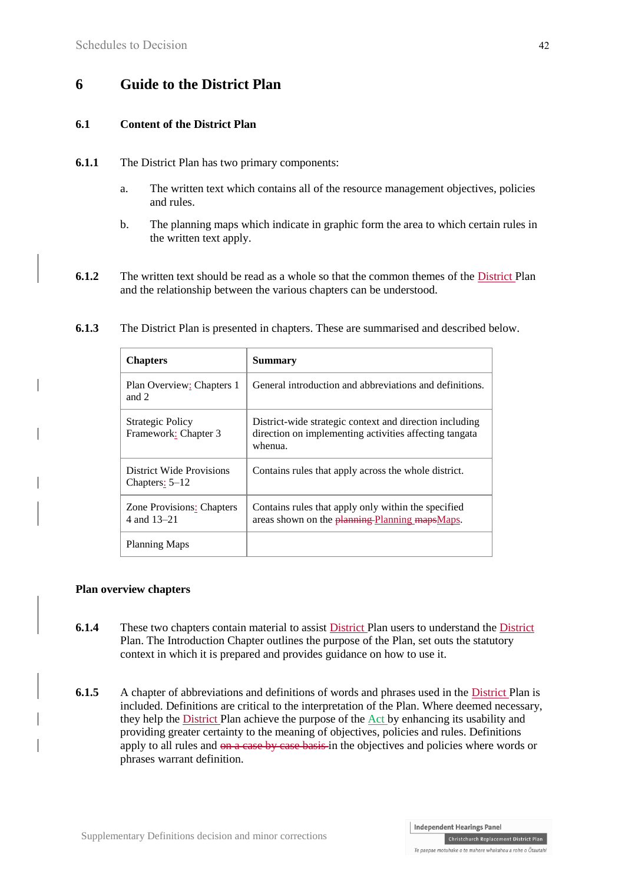# 6 Guide to the District Plan

## 6.1 Content of the District Plan

**6.1.1** The District Plan has two primary components:

a. The written text which contains all of the resource management objectives, policies and rules.

b. The planning maps which indicate in graphic form the area to which certain rules in the written text apply.

**6.1.2** The written text should be read as a whole so that the common themes of the District Plan and the relationship between the various chapters can be understood.

**6.1.3** The District Plan is presented in chapters. These are summarised and described below.

| Chapters | Summary |
|---|---|
| Plan Overview: Chapters 1 and 2 | General introduction and abbreviations and definitions. |
| Strategic Policy Framework: Chapter 3 | District-wide strategic context and direction including direction on implementing activities affecting tangata whenua. |
| District Wide Provisions Chapters: 5–12 | Contains rules that apply across the whole district. |
| Zone Provisions: Chapters 4 and 13–21 | Contains rules that apply only within the specified areas shown on the ~~planning~~ Planning ~~maps~~Maps. |
| Planning Maps | |

**Plan overview chapters**

**6.1.4** These two chapters contain material to assist District Plan users to understand the District Plan. The Introduction Chapter outlines the purpose of the Plan, set outs the statutory context in which it is prepared and provides guidance on how to use it.

**6.1.5** A chapter of abbreviations and definitions of words and phrases used in the District Plan is included. Definitions are critical to the interpretation of the Plan. Where deemed necessary, they help the District Plan achieve the purpose of the Act by enhancing its usability and providing greater certainty to the meaning of objectives, policies and rules. Definitions apply to all rules and ~~on a case by case basis~~ in the objectives and policies where words or phrases warrant definition.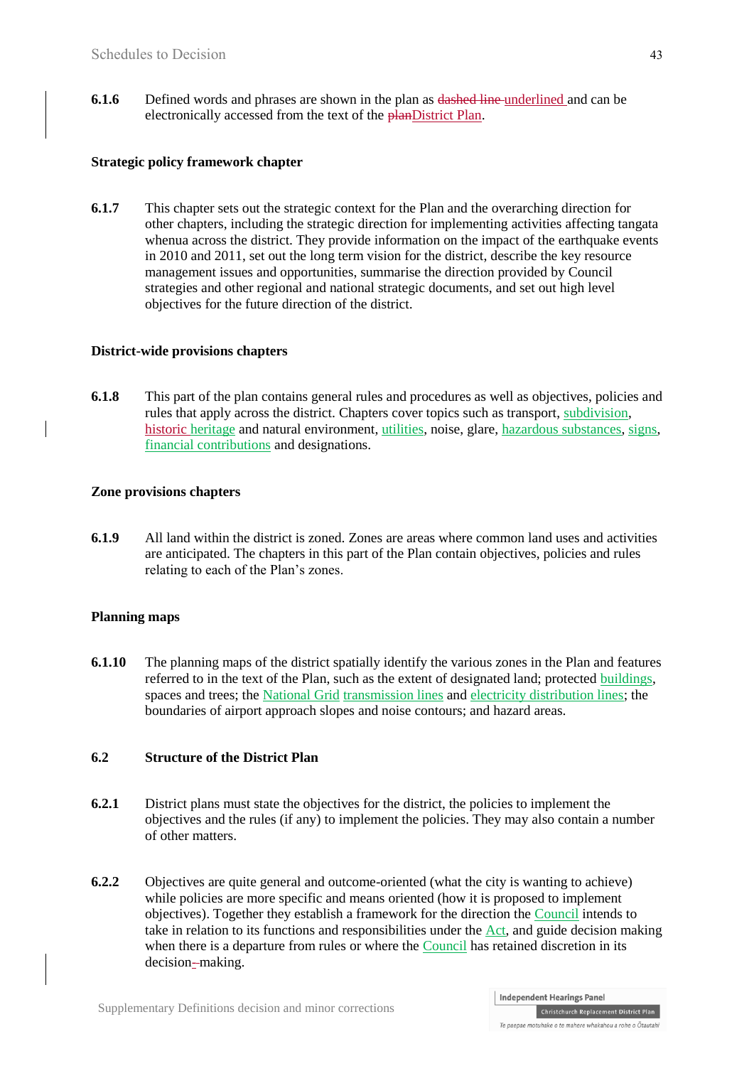**6.1.6** Defined words and phrases are shown in the plan as ~~dashed line~~ underlined and can be electronically accessed from the text of the ~~plan~~District Plan.

**Strategic policy framework chapter**

**6.1.7** This chapter sets out the strategic context for the Plan and the overarching direction for other chapters, including the strategic direction for implementing activities affecting tangata whenua across the district. They provide information on the impact of the earthquake events in 2010 and 2011, set out the long term vision for the district, describe the key resource management issues and opportunities, summarise the direction provided by Council strategies and other regional and national strategic documents, and set out high level objectives for the future direction of the district.

**District-wide provisions chapters**

**6.1.8** This part of the plan contains general rules and procedures as well as objectives, policies and rules that apply across the district. Chapters cover topics such as transport, subdivision, historic heritage and natural environment, utilities, noise, glare, hazardous substances, signs, financial contributions and designations.

**Zone provisions chapters**

**6.1.9** All land within the district is zoned. Zones are areas where common land uses and activities are anticipated. The chapters in this part of the Plan contain objectives, policies and rules relating to each of the Plan's zones.

**Planning maps**

**6.1.10** The planning maps of the district spatially identify the various zones in the Plan and features referred to in the text of the Plan, such as the extent of designated land; protected buildings, spaces and trees; the National Grid transmission lines and electricity distribution lines; the boundaries of airport approach slopes and noise contours; and hazard areas.

## 6.2 Structure of the District Plan

**6.2.1** District plans must state the objectives for the district, the policies to implement the objectives and the rules (if any) to implement the policies. They may also contain a number of other matters.

**6.2.2** Objectives are quite general and outcome-oriented (what the city is wanting to achieve) while policies are more specific and means oriented (how it is proposed to implement objectives). Together they establish a framework for the direction the Council intends to take in relation to its functions and responsibilities under the Act, and guide decision making when there is a departure from rules or where the Council has retained discretion in its decision-making.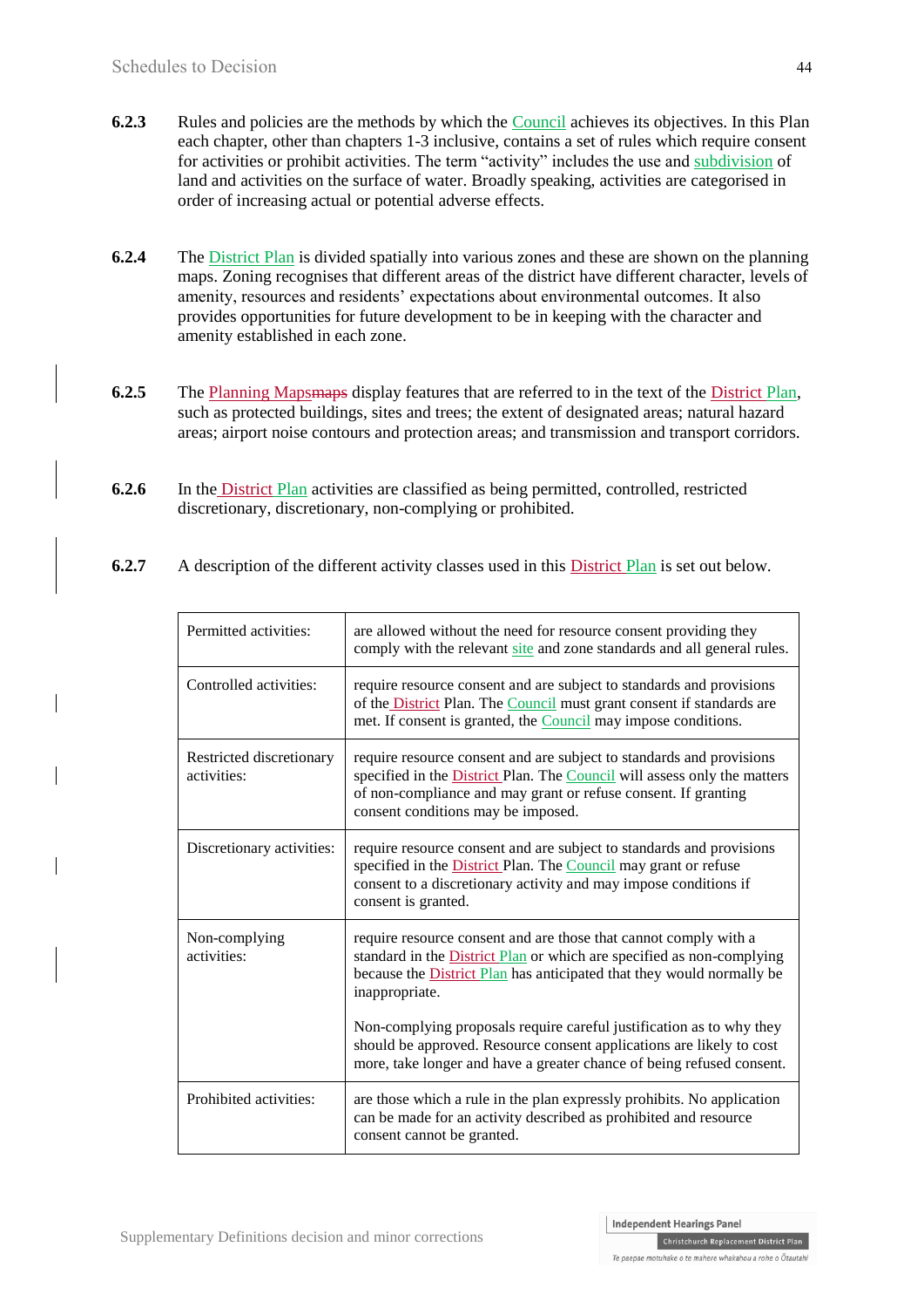**6.2.3** Rules and policies are the methods by which the Council achieves its objectives. In this Plan each chapter, other than chapters 1-3 inclusive, contains a set of rules which require consent for activities or prohibit activities. The term "activity" includes the use and subdivision of land and activities on the surface of water. Broadly speaking, activities are categorised in order of increasing actual or potential adverse effects.

**6.2.4** The District Plan is divided spatially into various zones and these are shown on the planning maps. Zoning recognises that different areas of the district have different character, levels of amenity, resources and residents' expectations about environmental outcomes. It also provides opportunities for future development to be in keeping with the character and amenity established in each zone.

**6.2.5** The Planning Maps~~maps~~ display features that are referred to in the text of the District Plan, such as protected buildings, sites and trees; the extent of designated areas; natural hazard areas; airport noise contours and protection areas; and transmission and transport corridors.

**6.2.6** In the District Plan activities are classified as being permitted, controlled, restricted discretionary, discretionary, non-complying or prohibited.

**6.2.7** A description of the different activity classes used in this District Plan is set out below.

| | |
|---|---|
| Permitted activities: | are allowed without the need for resource consent providing they comply with the relevant site and zone standards and all general rules. |
| Controlled activities: | require resource consent and are subject to standards and provisions of the District Plan. The Council must grant consent if standards are met. If consent is granted, the Council may impose conditions. |
| Restricted discretionary activities: | require resource consent and are subject to standards and provisions specified in the District Plan. The Council will assess only the matters of non-compliance and may grant or refuse consent. If granting consent conditions may be imposed. |
| Discretionary activities: | require resource consent and are subject to standards and provisions specified in the District Plan. The Council may grant or refuse consent to a discretionary activity and may impose conditions if consent is granted. |
| Non-complying activities: | require resource consent and are those that cannot comply with a standard in the District Plan or which are specified as non-complying because the District Plan has anticipated that they would normally be inappropriate.<br><br>Non-complying proposals require careful justification as to why they should be approved. Resource consent applications are likely to cost more, take longer and have a greater chance of being refused consent. |
| Prohibited activities: | are those which a rule in the plan expressly prohibits. No application can be made for an activity described as prohibited and resource consent cannot be granted. |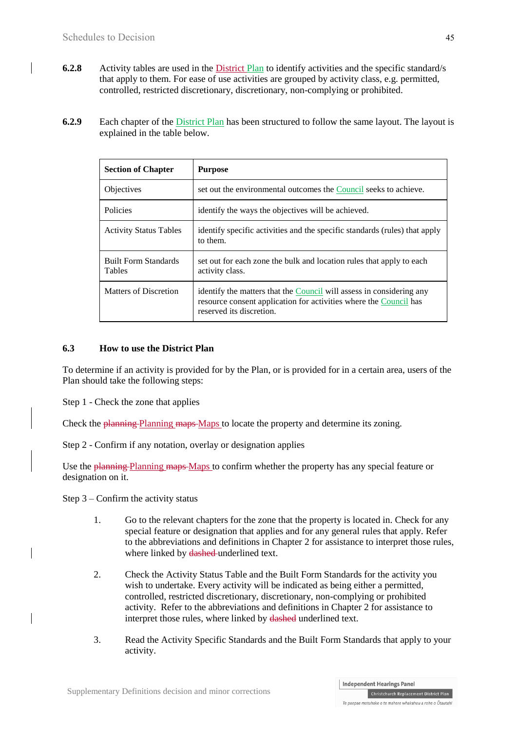**6.2.8** Activity tables are used in the District Plan to identify activities and the specific standard/s that apply to them. For ease of use activities are grouped by activity class, e.g. permitted, controlled, restricted discretionary, discretionary, non-complying or prohibited.

**6.2.9** Each chapter of the District Plan has been structured to follow the same layout. The layout is explained in the table below.

| **Section of Chapter** | **Purpose** |
|---|---|
| Objectives | set out the environmental outcomes the Council seeks to achieve. |
| Policies | identify the ways the objectives will be achieved. |
| Activity Status Tables | identify specific activities and the specific standards (rules) that apply to them. |
| Built Form Standards Tables | set out for each zone the bulk and location rules that apply to each activity class. |
| Matters of Discretion | identify the matters that the Council will assess in considering any resource consent application for activities where the Council has reserved its discretion. |

## 6.3 How to use the District Plan

To determine if an activity is provided for by the Plan, or is provided for in a certain area, users of the Plan should take the following steps:

Step 1 - Check the zone that applies

Check the ~~planning~~ Planning ~~maps~~ Maps to locate the property and determine its zoning.

Step 2 - Confirm if any notation, overlay or designation applies

Use the ~~planning~~ Planning ~~maps~~ Maps to confirm whether the property has any special feature or designation on it.

Step 3 – Confirm the activity status

1. Go to the relevant chapters for the zone that the property is located in. Check for any special feature or designation that applies and for any general rules that apply. Refer to the abbreviations and definitions in Chapter 2 for assistance to interpret those rules, where linked by ~~dashed~~ underlined text.

2. Check the Activity Status Table and the Built Form Standards for the activity you wish to undertake. Every activity will be indicated as being either a permitted, controlled, restricted discretionary, discretionary, non-complying or prohibited activity. Refer to the abbreviations and definitions in Chapter 2 for assistance to interpret those rules, where linked by ~~dashed~~ underlined text.

3. Read the Activity Specific Standards and the Built Form Standards that apply to your activity.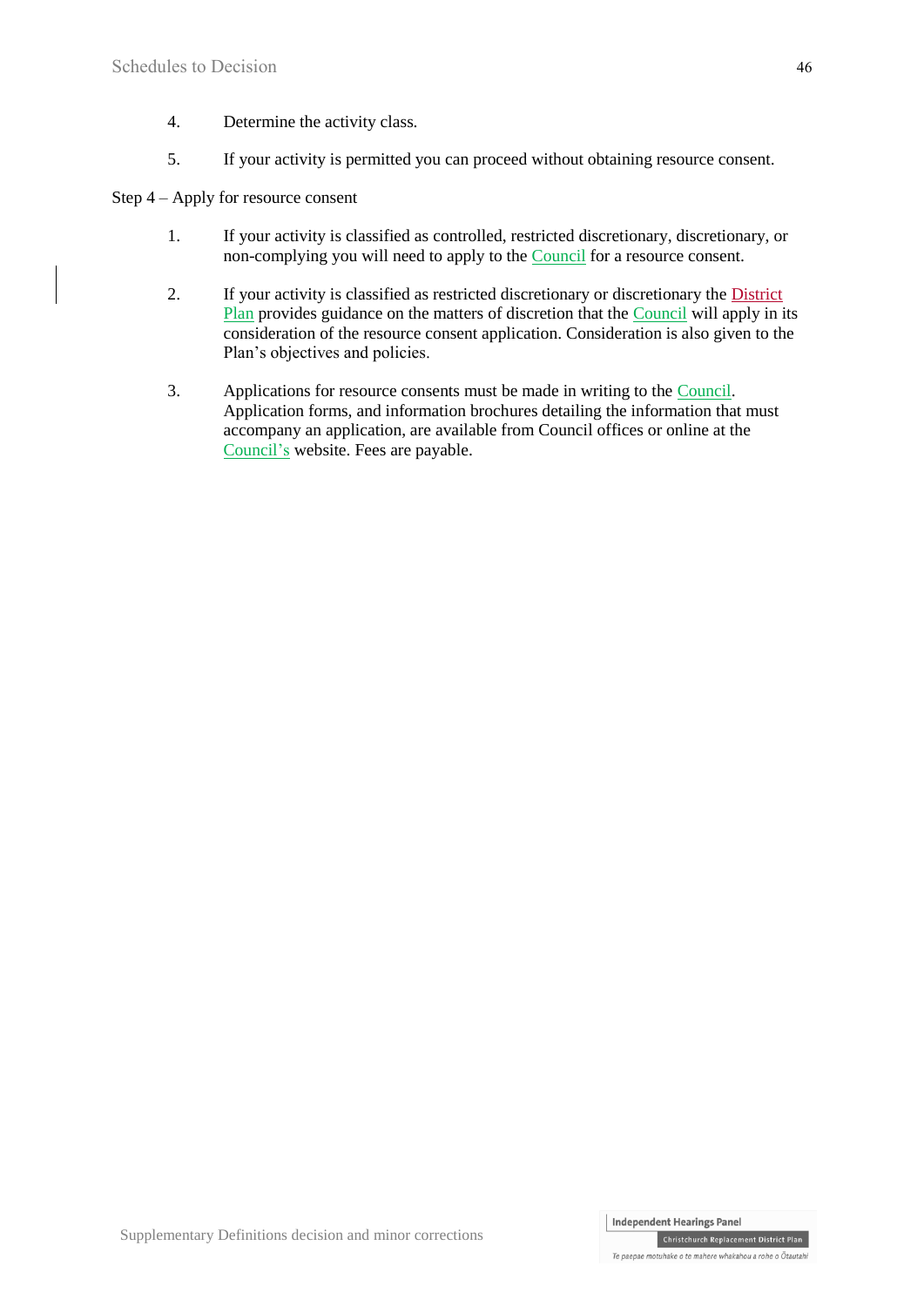4. Determine the activity class.

5. If your activity is permitted you can proceed without obtaining resource consent.

Step 4 – Apply for resource consent

1. If your activity is classified as controlled, restricted discretionary, discretionary, or non-complying you will need to apply to the Council for a resource consent.

2. If your activity is classified as restricted discretionary or discretionary the District Plan provides guidance on the matters of discretion that the Council will apply in its consideration of the resource consent application. Consideration is also given to the Plan's objectives and policies.

3. Applications for resource consents must be made in writing to the Council. Application forms, and information brochures detailing the information that must accompany an application, are available from Council offices or online at the Council's website. Fees are payable.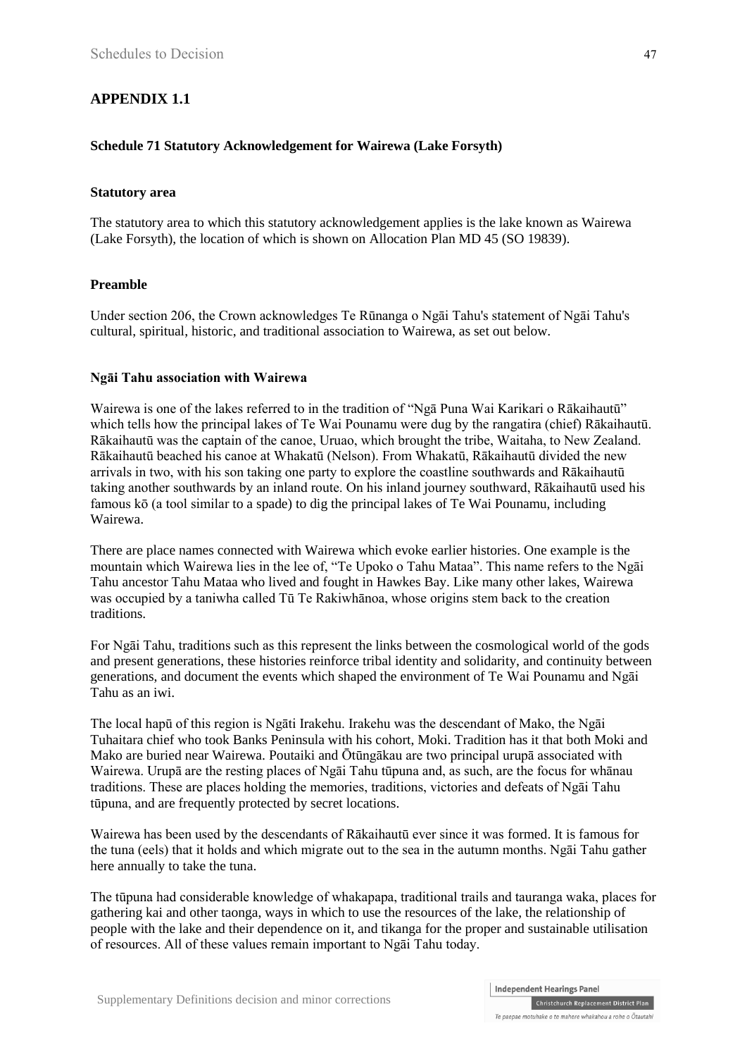## APPENDIX 1.1

### Schedule 71 Statutory Acknowledgement for Wairewa (Lake Forsyth)

#### Statutory area

The statutory area to which this statutory acknowledgement applies is the lake known as Wairewa (Lake Forsyth), the location of which is shown on Allocation Plan MD 45 (SO 19839).

#### Preamble

Under section 206, the Crown acknowledges Te Rūnanga o Ngāi Tahu's statement of Ngāi Tahu's cultural, spiritual, historic, and traditional association to Wairewa, as set out below.

#### Ngāi Tahu association with Wairewa

Wairewa is one of the lakes referred to in the tradition of "Ngā Puna Wai Karikari o Rākaihautū" which tells how the principal lakes of Te Wai Pounamu were dug by the rangatira (chief) Rākaihautū. Rākaihautū was the captain of the canoe, Uruao, which brought the tribe, Waitaha, to New Zealand. Rākaihautū beached his canoe at Whakatū (Nelson). From Whakatū, Rākaihautū divided the new arrivals in two, with his son taking one party to explore the coastline southwards and Rākaihautū taking another southwards by an inland route. On his inland journey southward, Rākaihautū used his famous kō (a tool similar to a spade) to dig the principal lakes of Te Wai Pounamu, including Wairewa.

There are place names connected with Wairewa which evoke earlier histories. One example is the mountain which Wairewa lies in the lee of, "Te Upoko o Tahu Mataa". This name refers to the Ngāi Tahu ancestor Tahu Mataa who lived and fought in Hawkes Bay. Like many other lakes, Wairewa was occupied by a taniwha called Tū Te Rakiwhānoa, whose origins stem back to the creation traditions.

For Ngāi Tahu, traditions such as this represent the links between the cosmological world of the gods and present generations, these histories reinforce tribal identity and solidarity, and continuity between generations, and document the events which shaped the environment of Te Wai Pounamu and Ngāi Tahu as an iwi.

The local hapū of this region is Ngāti Irakehu. Irakehu was the descendant of Mako, the Ngāi Tuhaitara chief who took Banks Peninsula with his cohort, Moki. Tradition has it that both Moki and Mako are buried near Wairewa. Poutaiki and Ōtūngākau are two principal urupā associated with Wairewa. Urupā are the resting places of Ngāi Tahu tūpuna and, as such, are the focus for whānau traditions. These are places holding the memories, traditions, victories and defeats of Ngāi Tahu tūpuna, and are frequently protected by secret locations.

Wairewa has been used by the descendants of Rākaihautū ever since it was formed. It is famous for the tuna (eels) that it holds and which migrate out to the sea in the autumn months. Ngāi Tahu gather here annually to take the tuna.

The tūpuna had considerable knowledge of whakapapa, traditional trails and tauranga waka, places for gathering kai and other taonga, ways in which to use the resources of the lake, the relationship of people with the lake and their dependence on it, and tikanga for the proper and sustainable utilisation of resources. All of these values remain important to Ngāi Tahu today.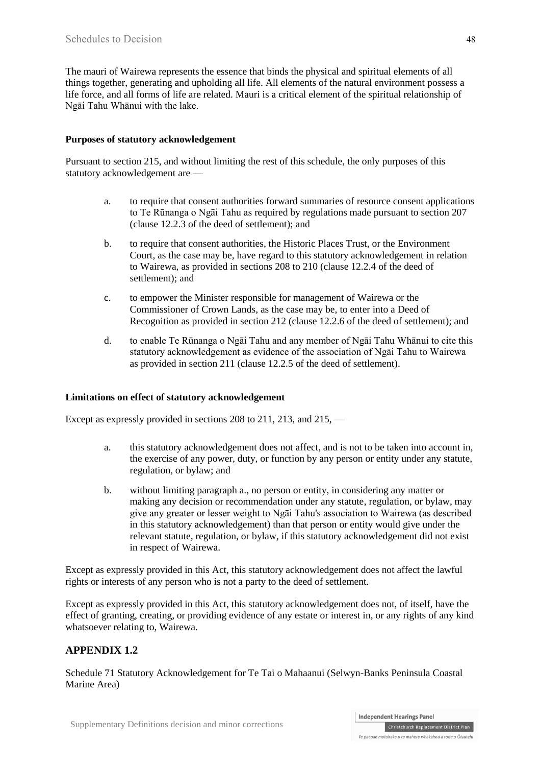The mauri of Wairewa represents the essence that binds the physical and spiritual elements of all things together, generating and upholding all life. All elements of the natural environment possess a life force, and all forms of life are related. Mauri is a critical element of the spiritual relationship of Ngāi Tahu Whānui with the lake.

**Purposes of statutory acknowledgement**

Pursuant to section 215, and without limiting the rest of this schedule, the only purposes of this statutory acknowledgement are —

a. to require that consent authorities forward summaries of resource consent applications to Te Rūnanga o Ngāi Tahu as required by regulations made pursuant to section 207 (clause 12.2.3 of the deed of settlement); and

b. to require that consent authorities, the Historic Places Trust, or the Environment Court, as the case may be, have regard to this statutory acknowledgement in relation to Wairewa, as provided in sections 208 to 210 (clause 12.2.4 of the deed of settlement); and

c. to empower the Minister responsible for management of Wairewa or the Commissioner of Crown Lands, as the case may be, to enter into a Deed of Recognition as provided in section 212 (clause 12.2.6 of the deed of settlement); and

d. to enable Te Rūnanga o Ngāi Tahu and any member of Ngāi Tahu Whānui to cite this statutory acknowledgement as evidence of the association of Ngāi Tahu to Wairewa as provided in section 211 (clause 12.2.5 of the deed of settlement).

**Limitations on effect of statutory acknowledgement**

Except as expressly provided in sections 208 to 211, 213, and 215, —

a. this statutory acknowledgement does not affect, and is not to be taken into account in, the exercise of any power, duty, or function by any person or entity under any statute, regulation, or bylaw; and

b. without limiting paragraph a., no person or entity, in considering any matter or making any decision or recommendation under any statute, regulation, or bylaw, may give any greater or lesser weight to Ngāi Tahu's association to Wairewa (as described in this statutory acknowledgement) than that person or entity would give under the relevant statute, regulation, or bylaw, if this statutory acknowledgement did not exist in respect of Wairewa.

Except as expressly provided in this Act, this statutory acknowledgement does not affect the lawful rights or interests of any person who is not a party to the deed of settlement.

Except as expressly provided in this Act, this statutory acknowledgement does not, of itself, have the effect of granting, creating, or providing evidence of any estate or interest in, or any rights of any kind whatsoever relating to, Wairewa.

## APPENDIX 1.2

Schedule 71 Statutory Acknowledgement for Te Tai o Mahaanui (Selwyn-Banks Peninsula Coastal Marine Area)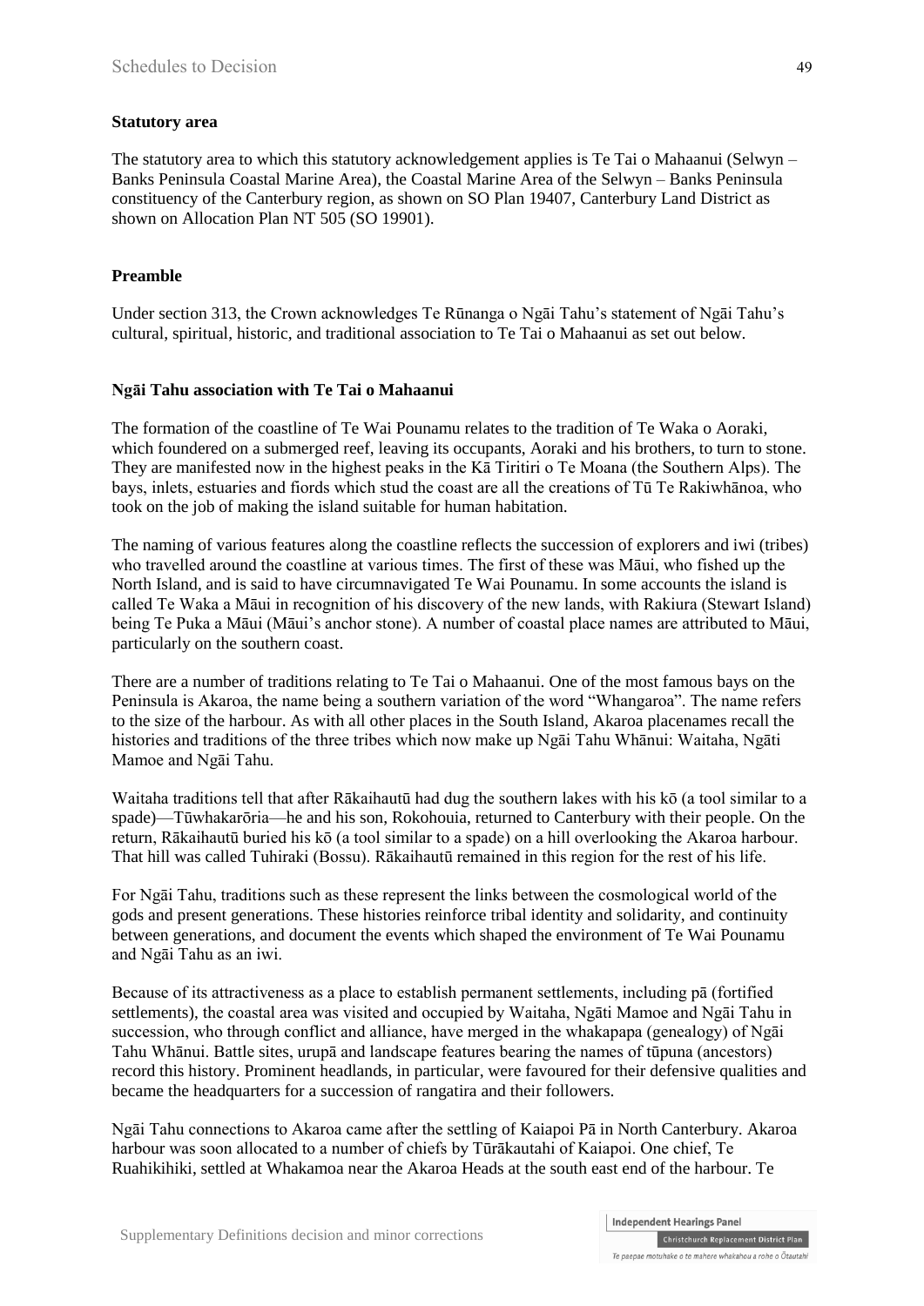**Statutory area**

The statutory area to which this statutory acknowledgement applies is Te Tai o Mahaanui (Selwyn – Banks Peninsula Coastal Marine Area), the Coastal Marine Area of the Selwyn – Banks Peninsula constituency of the Canterbury region, as shown on SO Plan 19407, Canterbury Land District as shown on Allocation Plan NT 505 (SO 19901).

**Preamble**

Under section 313, the Crown acknowledges Te Rūnanga o Ngāi Tahu's statement of Ngāi Tahu's cultural, spiritual, historic, and traditional association to Te Tai o Mahaanui as set out below.

**Ngāi Tahu association with Te Tai o Mahaanui**

The formation of the coastline of Te Wai Pounamu relates to the tradition of Te Waka o Aoraki, which foundered on a submerged reef, leaving its occupants, Aoraki and his brothers, to turn to stone. They are manifested now in the highest peaks in the Kā Tiritiri o Te Moana (the Southern Alps). The bays, inlets, estuaries and fiords which stud the coast are all the creations of Tū Te Rakiwhānoa, who took on the job of making the island suitable for human habitation.

The naming of various features along the coastline reflects the succession of explorers and iwi (tribes) who travelled around the coastline at various times. The first of these was Māui, who fished up the North Island, and is said to have circumnavigated Te Wai Pounamu. In some accounts the island is called Te Waka a Māui in recognition of his discovery of the new lands, with Rakiura (Stewart Island) being Te Puka a Māui (Māui's anchor stone). A number of coastal place names are attributed to Māui, particularly on the southern coast.

There are a number of traditions relating to Te Tai o Mahaanui. One of the most famous bays on the Peninsula is Akaroa, the name being a southern variation of the word "Whangaroa". The name refers to the size of the harbour. As with all other places in the South Island, Akaroa placenames recall the histories and traditions of the three tribes which now make up Ngāi Tahu Whānui: Waitaha, Ngāti Mamoe and Ngāi Tahu.

Waitaha traditions tell that after Rākaihautū had dug the southern lakes with his kō (a tool similar to a spade)—Tūwhakarōria—he and his son, Rokohouia, returned to Canterbury with their people. On the return, Rākaihautū buried his kō (a tool similar to a spade) on a hill overlooking the Akaroa harbour. That hill was called Tuhiraki (Bossu). Rākaihautū remained in this region for the rest of his life.

For Ngāi Tahu, traditions such as these represent the links between the cosmological world of the gods and present generations. These histories reinforce tribal identity and solidarity, and continuity between generations, and document the events which shaped the environment of Te Wai Pounamu and Ngāi Tahu as an iwi.

Because of its attractiveness as a place to establish permanent settlements, including pā (fortified settlements), the coastal area was visited and occupied by Waitaha, Ngāti Mamoe and Ngāi Tahu in succession, who through conflict and alliance, have merged in the whakapapa (genealogy) of Ngāi Tahu Whānui. Battle sites, urupā and landscape features bearing the names of tūpuna (ancestors) record this history. Prominent headlands, in particular, were favoured for their defensive qualities and became the headquarters for a succession of rangatira and their followers.

Ngāi Tahu connections to Akaroa came after the settling of Kaiapoi Pā in North Canterbury. Akaroa harbour was soon allocated to a number of chiefs by Tūrākautahi of Kaiapoi. One chief, Te Ruahikihiki, settled at Whakamoa near the Akaroa Heads at the south east end of the harbour. Te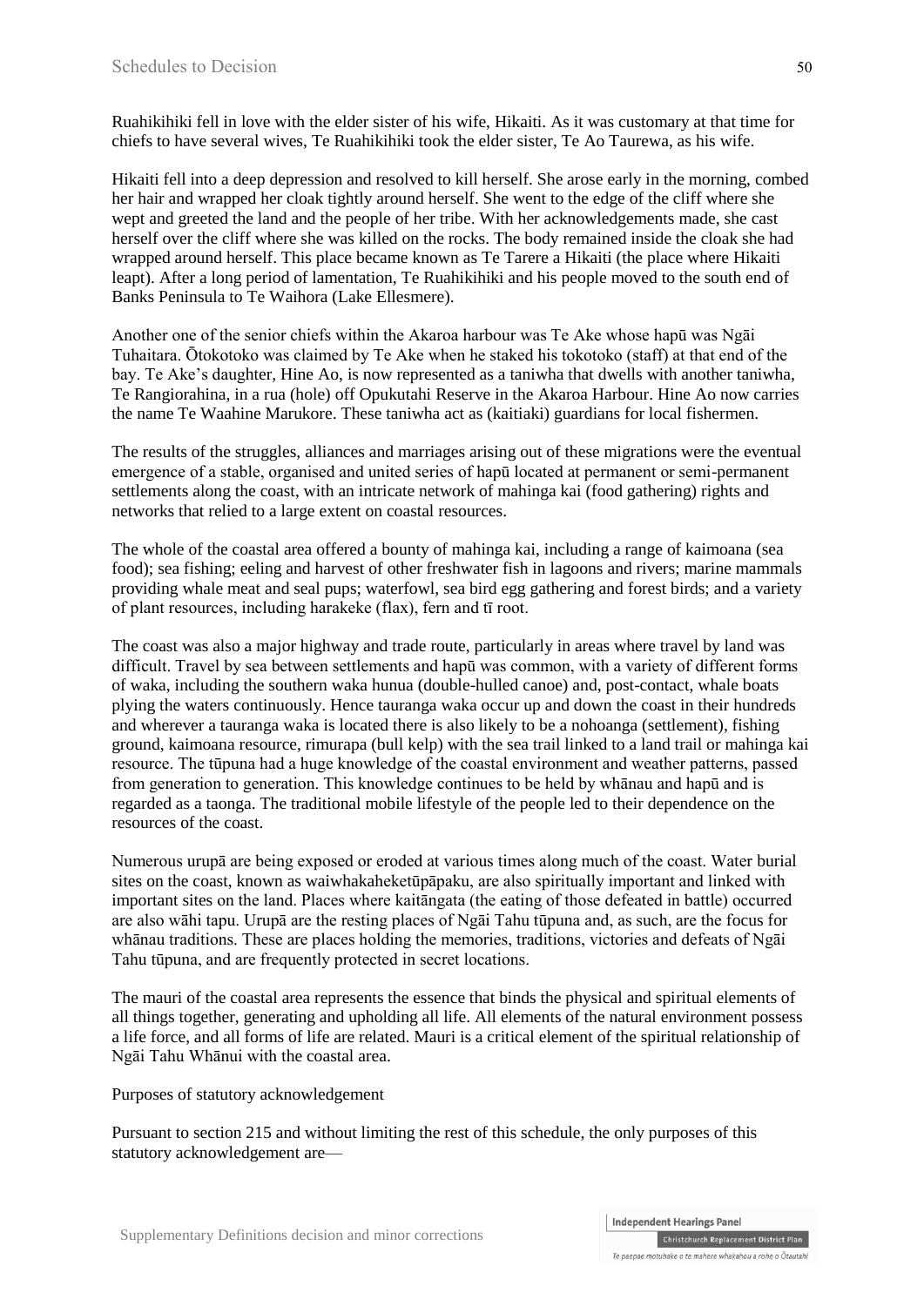Ruahikihiki fell in love with the elder sister of his wife, Hikaiti. As it was customary at that time for chiefs to have several wives, Te Ruahikihiki took the elder sister, Te Ao Taurewa, as his wife.

Hikaiti fell into a deep depression and resolved to kill herself. She arose early in the morning, combed her hair and wrapped her cloak tightly around herself. She went to the edge of the cliff where she wept and greeted the land and the people of her tribe. With her acknowledgements made, she cast herself over the cliff where she was killed on the rocks. The body remained inside the cloak she had wrapped around herself. This place became known as Te Tarere a Hikaiti (the place where Hikaiti leapt). After a long period of lamentation, Te Ruahikihiki and his people moved to the south end of Banks Peninsula to Te Waihora (Lake Ellesmere).

Another one of the senior chiefs within the Akaroa harbour was Te Ake whose hapū was Ngāi Tuhaitara. Ōtokotoko was claimed by Te Ake when he staked his tokotoko (staff) at that end of the bay. Te Ake's daughter, Hine Ao, is now represented as a taniwha that dwells with another taniwha, Te Rangiorahina, in a rua (hole) off Opukutahi Reserve in the Akaroa Harbour. Hine Ao now carries the name Te Waahine Marukore. These taniwha act as (kaitiaki) guardians for local fishermen.

The results of the struggles, alliances and marriages arising out of these migrations were the eventual emergence of a stable, organised and united series of hapū located at permanent or semi-permanent settlements along the coast, with an intricate network of mahinga kai (food gathering) rights and networks that relied to a large extent on coastal resources.

The whole of the coastal area offered a bounty of mahinga kai, including a range of kaimoana (sea food); sea fishing; eeling and harvest of other freshwater fish in lagoons and rivers; marine mammals providing whale meat and seal pups; waterfowl, sea bird egg gathering and forest birds; and a variety of plant resources, including harakeke (flax), fern and tī root.

The coast was also a major highway and trade route, particularly in areas where travel by land was difficult. Travel by sea between settlements and hapū was common, with a variety of different forms of waka, including the southern waka hunua (double-hulled canoe) and, post-contact, whale boats plying the waters continuously. Hence tauranga waka occur up and down the coast in their hundreds and wherever a tauranga waka is located there is also likely to be a nohoanga (settlement), fishing ground, kaimoana resource, rimurapa (bull kelp) with the sea trail linked to a land trail or mahinga kai resource. The tūpuna had a huge knowledge of the coastal environment and weather patterns, passed from generation to generation. This knowledge continues to be held by whānau and hapū and is regarded as a taonga. The traditional mobile lifestyle of the people led to their dependence on the resources of the coast.

Numerous urupā are being exposed or eroded at various times along much of the coast. Water burial sites on the coast, known as waiwhakaheketūpāpaku, are also spiritually important and linked with important sites on the land. Places where kaitāngata (the eating of those defeated in battle) occurred are also wāhi tapu. Urupā are the resting places of Ngāi Tahu tūpuna and, as such, are the focus for whānau traditions. These are places holding the memories, traditions, victories and defeats of Ngāi Tahu tūpuna, and are frequently protected in secret locations.

The mauri of the coastal area represents the essence that binds the physical and spiritual elements of all things together, generating and upholding all life. All elements of the natural environment possess a life force, and all forms of life are related. Mauri is a critical element of the spiritual relationship of Ngāi Tahu Whānui with the coastal area.

Purposes of statutory acknowledgement

Pursuant to section 215 and without limiting the rest of this schedule, the only purposes of this statutory acknowledgement are—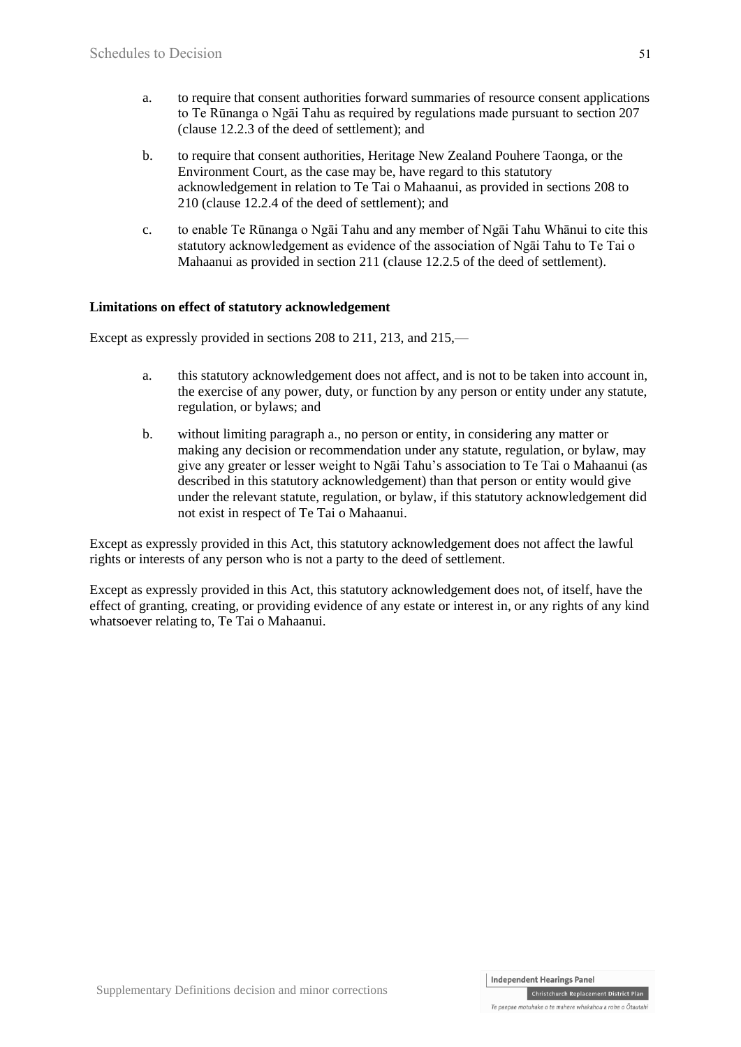a. to require that consent authorities forward summaries of resource consent applications to Te Rūnanga o Ngāi Tahu as required by regulations made pursuant to section 207 (clause 12.2.3 of the deed of settlement); and

b. to require that consent authorities, Heritage New Zealand Pouhere Taonga, or the Environment Court, as the case may be, have regard to this statutory acknowledgement in relation to Te Tai o Mahaanui, as provided in sections 208 to 210 (clause 12.2.4 of the deed of settlement); and

c. to enable Te Rūnanga o Ngāi Tahu and any member of Ngāi Tahu Whānui to cite this statutory acknowledgement as evidence of the association of Ngāi Tahu to Te Tai o Mahaanui as provided in section 211 (clause 12.2.5 of the deed of settlement).

**Limitations on effect of statutory acknowledgement**

Except as expressly provided in sections 208 to 211, 213, and 215,—

a. this statutory acknowledgement does not affect, and is not to be taken into account in, the exercise of any power, duty, or function by any person or entity under any statute, regulation, or bylaws; and

b. without limiting paragraph a., no person or entity, in considering any matter or making any decision or recommendation under any statute, regulation, or bylaw, may give any greater or lesser weight to Ngāi Tahu's association to Te Tai o Mahaanui (as described in this statutory acknowledgement) than that person or entity would give under the relevant statute, regulation, or bylaw, if this statutory acknowledgement did not exist in respect of Te Tai o Mahaanui.

Except as expressly provided in this Act, this statutory acknowledgement does not affect the lawful rights or interests of any person who is not a party to the deed of settlement.

Except as expressly provided in this Act, this statutory acknowledgement does not, of itself, have the effect of granting, creating, or providing evidence of any estate or interest in, or any rights of any kind whatsoever relating to, Te Tai o Mahaanui.